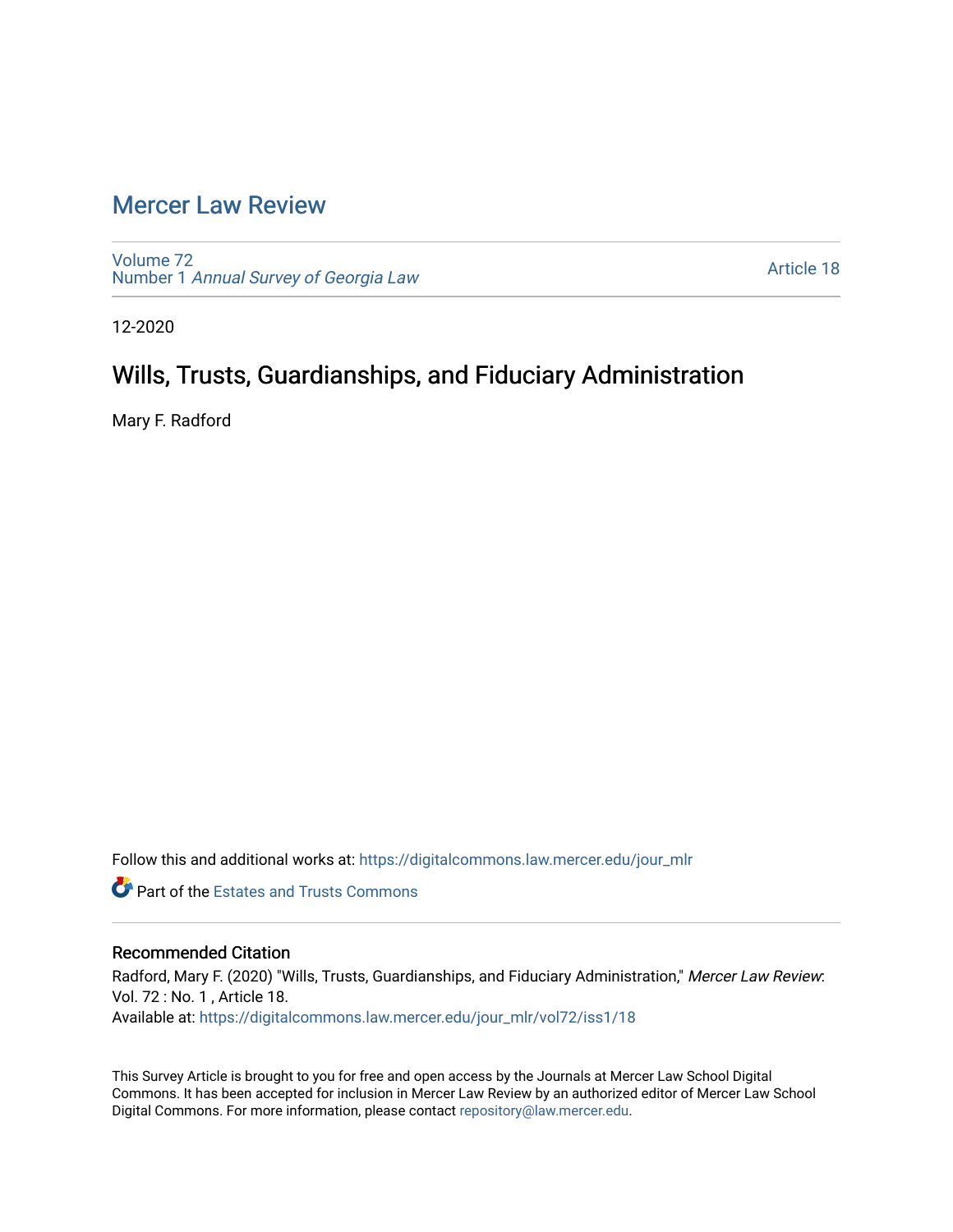# Mercer Law Review

Volume 72
Number 1 *Annual Survey of Georgia Law*

Article 18

12-2020

## Wills, Trusts, Guardianships, and Fiduciary Administration

Mary F. Radford

Follow this and additional works at: https://digitalcommons.law.mercer.edu/jour_mlr

Part of the Estates and Trusts Commons

### Recommended Citation

Radford, Mary F. (2020) "Wills, Trusts, Guardianships, and Fiduciary Administration," *Mercer Law Review*: Vol. 72 : No. 1 , Article 18.
Available at: https://digitalcommons.law.mercer.edu/jour_mlr/vol72/iss1/18

This Survey Article is brought to you for free and open access by the Journals at Mercer Law School Digital Commons. It has been accepted for inclusion in Mercer Law Review by an authorized editor of Mercer Law School Digital Commons. For more information, please contact repository@law.mercer.edu.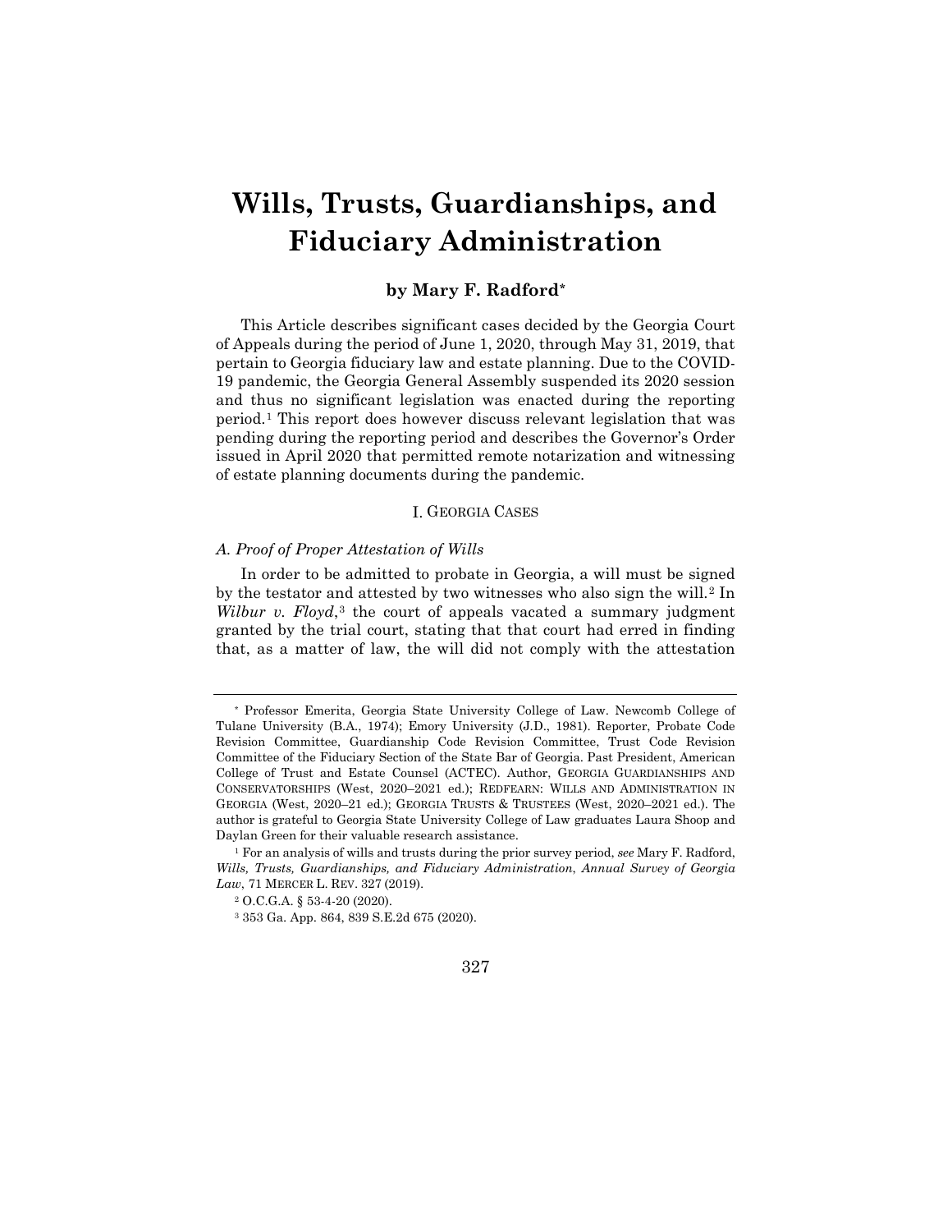# Wills, Trusts, Guardianships, and Fiduciary Administration

### by Mary F. Radford*

This Article describes significant cases decided by the Georgia Court of Appeals during the period of June 1, 2020, through May 31, 2019, that pertain to Georgia fiduciary law and estate planning. Due to the COVID-19 pandemic, the Georgia General Assembly suspended its 2020 session and thus no significant legislation was enacted during the reporting period.[1] This report does however discuss relevant legislation that was pending during the reporting period and describes the Governor's Order issued in April 2020 that permitted remote notarization and witnessing of estate planning documents during the pandemic.

## I. Georgia Cases

### *A. Proof of Proper Attestation of Wills*

In order to be admitted to probate in Georgia, a will must be signed by the testator and attested by two witnesses who also sign the will.[2] In *Wilbur v. Floyd*,[3] the court of appeals vacated a summary judgment granted by the trial court, stating that that court had erred in finding that, as a matter of law, the will did not comply with the attestation

---

* Professor Emerita, Georgia State University College of Law. Newcomb College of Tulane University (B.A., 1974); Emory University (J.D., 1981). Reporter, Probate Code Revision Committee, Guardianship Code Revision Committee, Trust Code Revision Committee of the Fiduciary Section of the State Bar of Georgia. Past President, American College of Trust and Estate Counsel (ACTEC). Author, GEORGIA GUARDIANSHIPS AND CONSERVATORSHIPS (West, 2020–2021 ed.); REDFEARN: WILLS AND ADMINISTRATION IN GEORGIA (West, 2020–21 ed.); GEORGIA TRUSTS & TRUSTEES (West, 2020–2021 ed.). The author is grateful to Georgia State University College of Law graduates Laura Shoop and Daylan Green for their valuable research assistance.

[1] For an analysis of wills and trusts during the prior survey period, *see* Mary F. Radford, *Wills, Trusts, Guardianships, and Fiduciary Administration*, *Annual Survey of Georgia Law*, 71 MERCER L. REV. 327 (2019).

[2] O.C.G.A. § 53-4-20 (2020).

[3] 353 Ga. App. 864, 839 S.E.2d 675 (2020).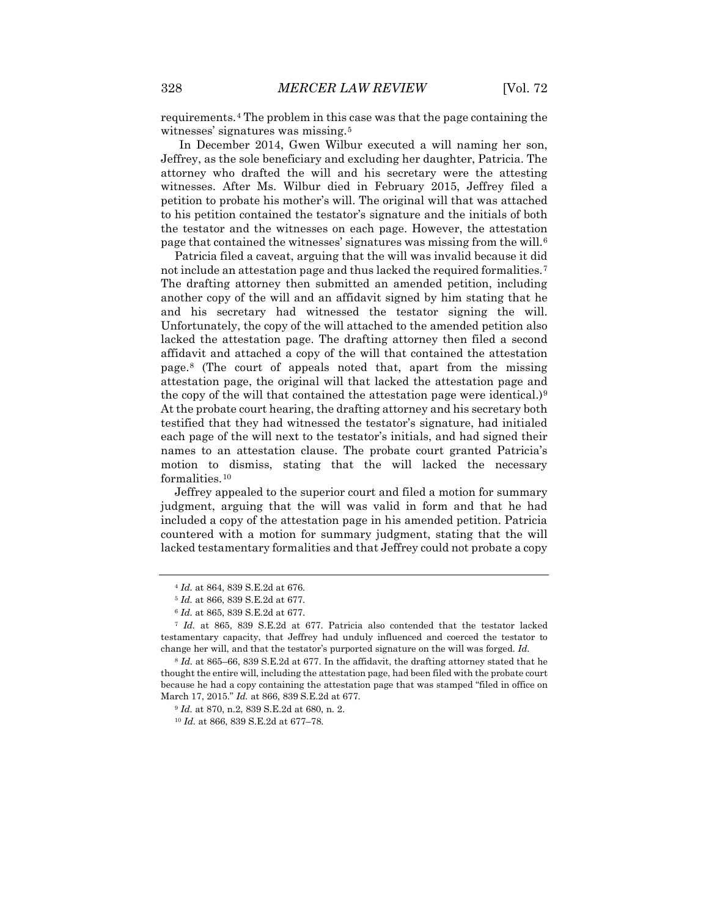requirements.[4] The problem in this case was that the page containing the witnesses' signatures was missing.[5]

In December 2014, Gwen Wilbur executed a will naming her son, Jeffrey, as the sole beneficiary and excluding her daughter, Patricia. The attorney who drafted the will and his secretary were the attesting witnesses. After Ms. Wilbur died in February 2015, Jeffrey filed a petition to probate his mother's will. The original will that was attached to his petition contained the testator's signature and the initials of both the testator and the witnesses on each page. However, the attestation page that contained the witnesses' signatures was missing from the will.[6]

Patricia filed a caveat, arguing that the will was invalid because it did not include an attestation page and thus lacked the required formalities.[7] The drafting attorney then submitted an amended petition, including another copy of the will and an affidavit signed by him stating that he and his secretary had witnessed the testator signing the will. Unfortunately, the copy of the will attached to the amended petition also lacked the attestation page. The drafting attorney then filed a second affidavit and attached a copy of the will that contained the attestation page.[8] (The court of appeals noted that, apart from the missing attestation page, the original will that lacked the attestation page and the copy of the will that contained the attestation page were identical.)[9] At the probate court hearing, the drafting attorney and his secretary both testified that they had witnessed the testator's signature, had initialed each page of the will next to the testator's initials, and had signed their names to an attestation clause. The probate court granted Patricia's motion to dismiss, stating that the will lacked the necessary formalities.[10]

Jeffrey appealed to the superior court and filed a motion for summary judgment, arguing that the will was valid in form and that he had included a copy of the attestation page in his amended petition. Patricia countered with a motion for summary judgment, stating that the will lacked testamentary formalities and that Jeffrey could not probate a copy

---

[4] *Id.* at 864, 839 S.E.2d at 676.

[5] *Id.* at 866, 839 S.E.2d at 677.

[6] *Id.* at 865, 839 S.E.2d at 677.

[7] *Id.* at 865, 839 S.E.2d at 677. Patricia also contended that the testator lacked testamentary capacity, that Jeffrey had unduly influenced and coerced the testator to change her will, and that the testator's purported signature on the will was forged. *Id.*

[8] *Id.* at 865–66, 839 S.E.2d at 677. In the affidavit, the drafting attorney stated that he thought the entire will, including the attestation page, had been filed with the probate court because he had a copy containing the attestation page that was stamped "filed in office on March 17, 2015." *Id.* at 866, 839 S.E.2d at 677.

[9] *Id.* at 870, n.2, 839 S.E.2d at 680, n. 2.

[10] *Id.* at 866, 839 S.E.2d at 677–78.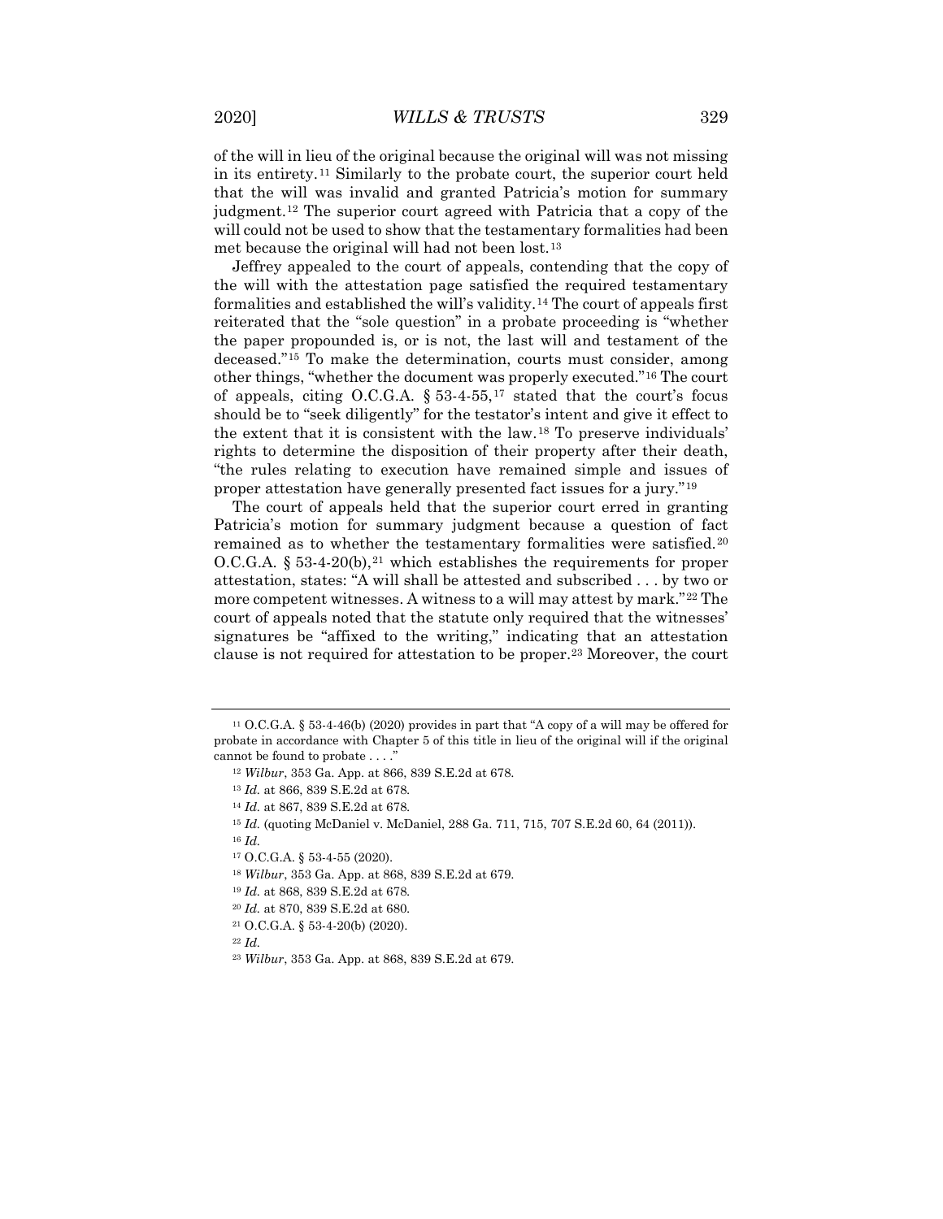of the will in lieu of the original because the original will was not missing in its entirety.[11] Similarly to the probate court, the superior court held that the will was invalid and granted Patricia's motion for summary judgment.[12] The superior court agreed with Patricia that a copy of the will could not be used to show that the testamentary formalities had been met because the original will had not been lost.[13]

Jeffrey appealed to the court of appeals, contending that the copy of the will with the attestation page satisfied the required testamentary formalities and established the will's validity.[14] The court of appeals first reiterated that the "sole question" in a probate proceeding is "whether the paper propounded is, or is not, the last will and testament of the deceased."[15] To make the determination, courts must consider, among other things, "whether the document was properly executed."[16] The court of appeals, citing O.C.G.A. § 53-4-55,[17] stated that the court's focus should be to "seek diligently" for the testator's intent and give it effect to the extent that it is consistent with the law.[18] To preserve individuals' rights to determine the disposition of their property after their death, "the rules relating to execution have remained simple and issues of proper attestation have generally presented fact issues for a jury."[19]

The court of appeals held that the superior court erred in granting Patricia's motion for summary judgment because a question of fact remained as to whether the testamentary formalities were satisfied.[20] O.C.G.A. § 53-4-20(b),[21] which establishes the requirements for proper attestation, states: "A will shall be attested and subscribed . . . by two or more competent witnesses. A witness to a will may attest by mark."[22] The court of appeals noted that the statute only required that the witnesses' signatures be "affixed to the writing," indicating that an attestation clause is not required for attestation to be proper.[23] Moreover, the court

---

[11] O.C.G.A. § 53-4-46(b) (2020) provides in part that "A copy of a will may be offered for probate in accordance with Chapter 5 of this title in lieu of the original will if the original cannot be found to probate . . . ."

[12] *Wilbur*, 353 Ga. App. at 866, 839 S.E.2d at 678.

[13] *Id.* at 866, 839 S.E.2d at 678.

[14] *Id.* at 867, 839 S.E.2d at 678.

[15] *Id.* (quoting McDaniel v. McDaniel, 288 Ga. 711, 715, 707 S.E.2d 60, 64 (2011)).

[16] *Id.*

[17] O.C.G.A. § 53-4-55 (2020).

[18] *Wilbur*, 353 Ga. App. at 868, 839 S.E.2d at 679.

[19] *Id.* at 868, 839 S.E.2d at 678.

[20] *Id.* at 870, 839 S.E.2d at 680.

[21] O.C.G.A. § 53-4-20(b) (2020).

[22] *Id.*

[23] *Wilbur*, 353 Ga. App. at 868, 839 S.E.2d at 679.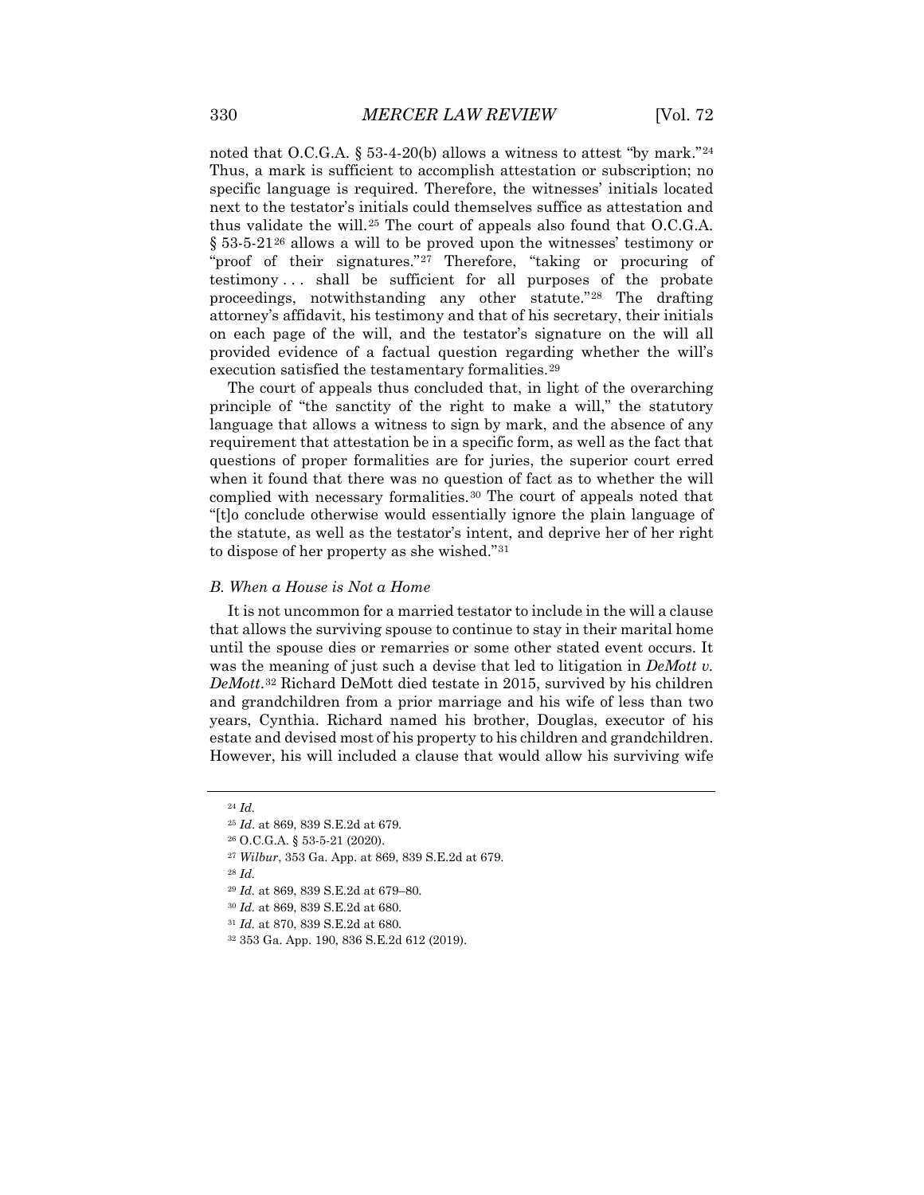noted that O.C.G.A. § 53-4-20(b) allows a witness to attest "by mark."[24] Thus, a mark is sufficient to accomplish attestation or subscription; no specific language is required. Therefore, the witnesses' initials located next to the testator's initials could themselves suffice as attestation and thus validate the will.[25] The court of appeals also found that O.C.G.A. § 53-5-21[26] allows a will to be proved upon the witnesses' testimony or "proof of their signatures."[27] Therefore, "taking or procuring of testimony . . . shall be sufficient for all purposes of the probate proceedings, notwithstanding any other statute."[28] The drafting attorney's affidavit, his testimony and that of his secretary, their initials on each page of the will, and the testator's signature on the will all provided evidence of a factual question regarding whether the will's execution satisfied the testamentary formalities.[29]

The court of appeals thus concluded that, in light of the overarching principle of "the sanctity of the right to make a will," the statutory language that allows a witness to sign by mark, and the absence of any requirement that attestation be in a specific form, as well as the fact that questions of proper formalities are for juries, the superior court erred when it found that there was no question of fact as to whether the will complied with necessary formalities.[30] The court of appeals noted that "[t]o conclude otherwise would essentially ignore the plain language of the statute, as well as the testator's intent, and deprive her of her right to dispose of her property as she wished."[31]

### *B. When a House is Not a Home*

It is not uncommon for a married testator to include in the will a clause that allows the surviving spouse to continue to stay in their marital home until the spouse dies or remarries or some other stated event occurs. It was the meaning of just such a devise that led to litigation in *DeMott v. DeMott*.[32] Richard DeMott died testate in 2015, survived by his children and grandchildren from a prior marriage and his wife of less than two years, Cynthia. Richard named his brother, Douglas, executor of his estate and devised most of his property to his children and grandchildren. However, his will included a clause that would allow his surviving wife

---

[24] *Id.*

[25] *Id.* at 869, 839 S.E.2d at 679.

[26] O.C.G.A. § 53-5-21 (2020).

[27] *Wilbur*, 353 Ga. App. at 869, 839 S.E.2d at 679.

[28] *Id.*

[29] *Id.* at 869, 839 S.E.2d at 679–80.

[30] *Id.* at 869, 839 S.E.2d at 680.

[31] *Id.* at 870, 839 S.E.2d at 680.

[32] 353 Ga. App. 190, 836 S.E.2d 612 (2019).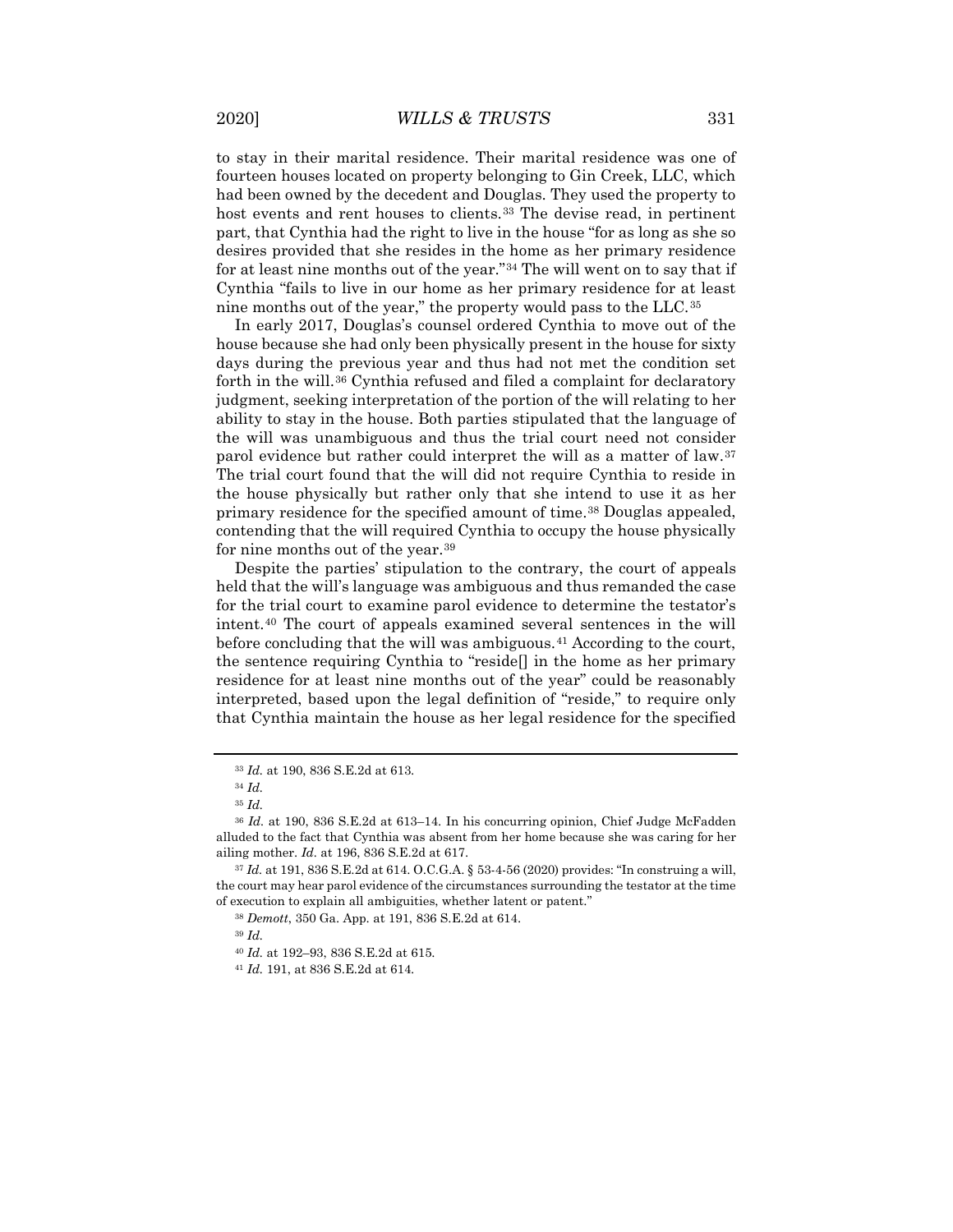to stay in their marital residence. Their marital residence was one of fourteen houses located on property belonging to Gin Creek, LLC, which had been owned by the decedent and Douglas. They used the property to host events and rent houses to clients.[33] The devise read, in pertinent part, that Cynthia had the right to live in the house "for as long as she so desires provided that she resides in the home as her primary residence for at least nine months out of the year."[34] The will went on to say that if Cynthia "fails to live in our home as her primary residence for at least nine months out of the year," the property would pass to the LLC.[35]

In early 2017, Douglas's counsel ordered Cynthia to move out of the house because she had only been physically present in the house for sixty days during the previous year and thus had not met the condition set forth in the will.[36] Cynthia refused and filed a complaint for declaratory judgment, seeking interpretation of the portion of the will relating to her ability to stay in the house. Both parties stipulated that the language of the will was unambiguous and thus the trial court need not consider parol evidence but rather could interpret the will as a matter of law.[37] The trial court found that the will did not require Cynthia to reside in the house physically but rather only that she intend to use it as her primary residence for the specified amount of time.[38] Douglas appealed, contending that the will required Cynthia to occupy the house physically for nine months out of the year.[39]

Despite the parties' stipulation to the contrary, the court of appeals held that the will's language was ambiguous and thus remanded the case for the trial court to examine parol evidence to determine the testator's intent.[40] The court of appeals examined several sentences in the will before concluding that the will was ambiguous.[41] According to the court, the sentence requiring Cynthia to "reside[] in the home as her primary residence for at least nine months out of the year" could be reasonably interpreted, based upon the legal definition of "reside," to require only that Cynthia maintain the house as her legal residence for the specified

---

[33] *Id.* at 190, 836 S.E.2d at 613.

[34] *Id.*

[35] *Id.*

[36] *Id.* at 190, 836 S.E.2d at 613–14. In his concurring opinion, Chief Judge McFadden alluded to the fact that Cynthia was absent from her home because she was caring for her ailing mother. *Id.* at 196, 836 S.E.2d at 617.

[37] *Id.* at 191, 836 S.E.2d at 614. O.C.G.A. § 53-4-56 (2020) provides: "In construing a will, the court may hear parol evidence of the circumstances surrounding the testator at the time of execution to explain all ambiguities, whether latent or patent."

[38] *Demott*, 350 Ga. App. at 191, 836 S.E.2d at 614.

[39] *Id.*

[40] *Id.* at 192–93, 836 S.E.2d at 615.

[41] *Id.* 191, at 836 S.E.2d at 614.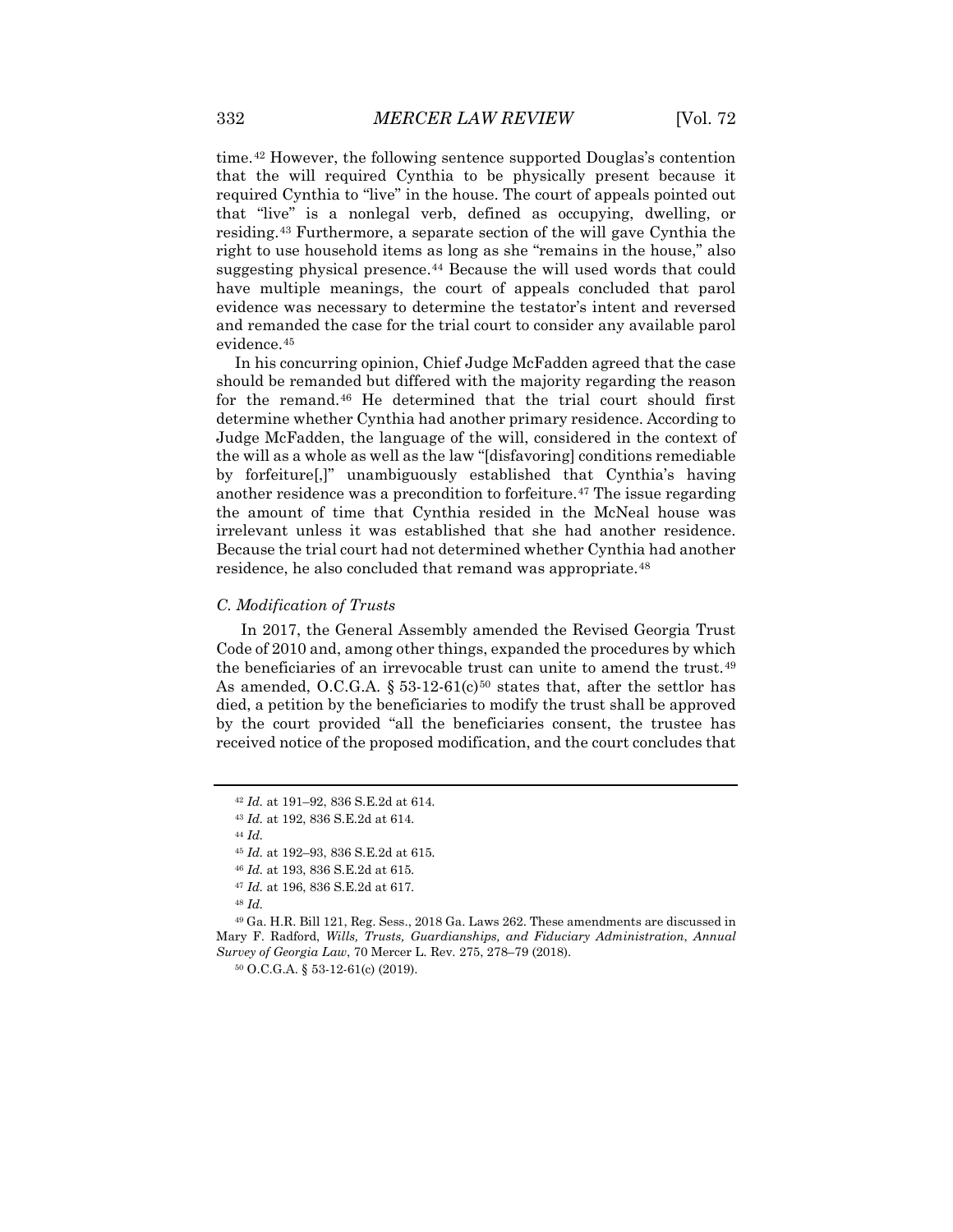time.[42] However, the following sentence supported Douglas's contention that the will required Cynthia to be physically present because it required Cynthia to "live" in the house. The court of appeals pointed out that "live" is a nonlegal verb, defined as occupying, dwelling, or residing.[43] Furthermore, a separate section of the will gave Cynthia the right to use household items as long as she "remains in the house," also suggesting physical presence.[44] Because the will used words that could have multiple meanings, the court of appeals concluded that parol evidence was necessary to determine the testator's intent and reversed and remanded the case for the trial court to consider any available parol evidence.[45]

In his concurring opinion, Chief Judge McFadden agreed that the case should be remanded but differed with the majority regarding the reason for the remand.[46] He determined that the trial court should first determine whether Cynthia had another primary residence. According to Judge McFadden, the language of the will, considered in the context of the will as a whole as well as the law "[disfavoring] conditions remediable by forfeiture[,]" unambiguously established that Cynthia's having another residence was a precondition to forfeiture.[47] The issue regarding the amount of time that Cynthia resided in the McNeal house was irrelevant unless it was established that she had another residence. Because the trial court had not determined whether Cynthia had another residence, he also concluded that remand was appropriate.[48]

### *C. Modification of Trusts*

In 2017, the General Assembly amended the Revised Georgia Trust Code of 2010 and, among other things, expanded the procedures by which the beneficiaries of an irrevocable trust can unite to amend the trust.[49] As amended, O.C.G.A. § 53-12-61(c)[50] states that, after the settlor has died, a petition by the beneficiaries to modify the trust shall be approved by the court provided "all the beneficiaries consent, the trustee has received notice of the proposed modification, and the court concludes that

---

[42] *Id.* at 191–92, 836 S.E.2d at 614.

[43] *Id.* at 192, 836 S.E.2d at 614.

[44] *Id.*

[45] *Id.* at 192–93, 836 S.E.2d at 615.

[46] *Id.* at 193, 836 S.E.2d at 615.

[47] *Id.* at 196, 836 S.E.2d at 617.

[48] *Id.*

[49] Ga. H.R. Bill 121, Reg. Sess., 2018 Ga. Laws 262. These amendments are discussed in Mary F. Radford, *Wills, Trusts, Guardianships, and Fiduciary Administration*, *Annual Survey of Georgia Law*, 70 Mercer L. Rev. 275, 278–79 (2018).

[50] O.C.G.A. § 53-12-61(c) (2019).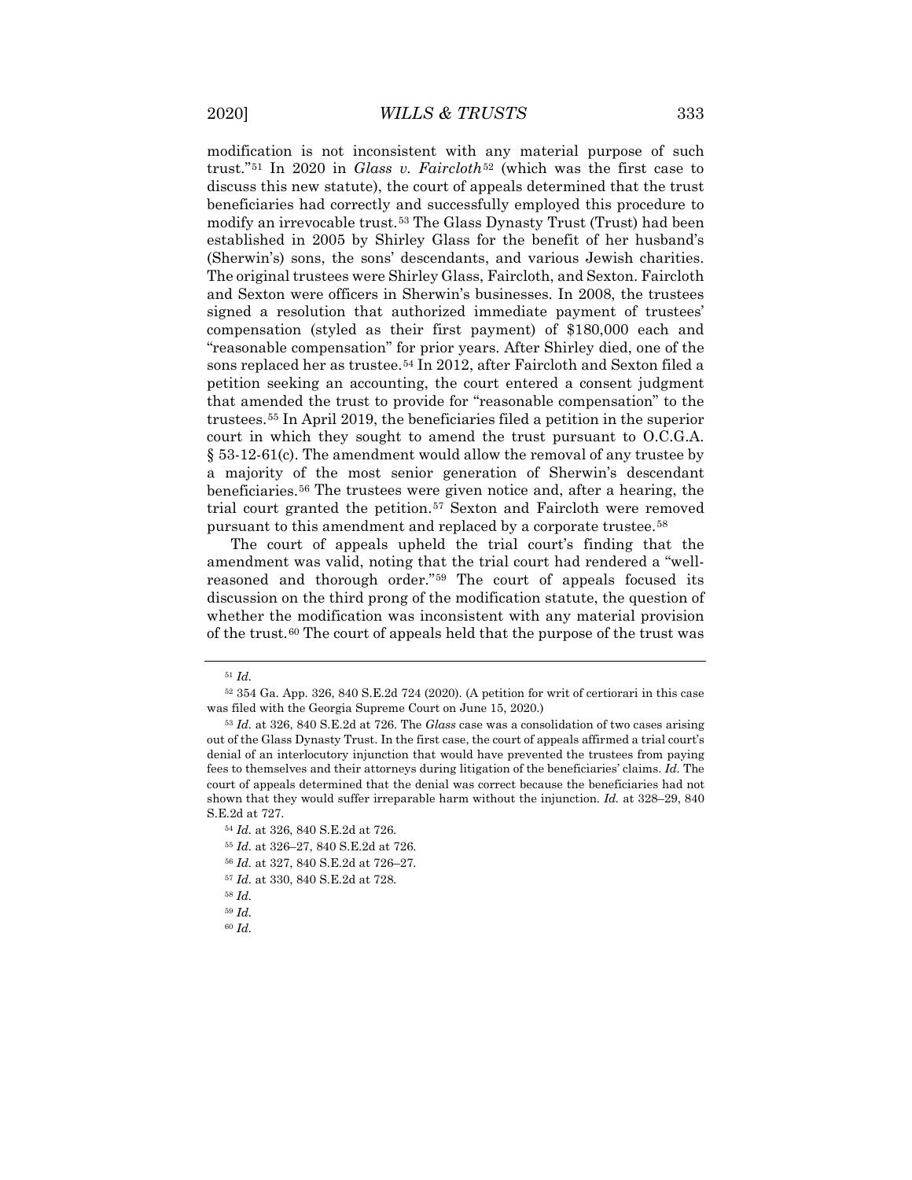modification is not inconsistent with any material purpose of such trust."[51] In 2020 in *Glass v. Faircloth*[52] (which was the first case to discuss this new statute), the court of appeals determined that the trust beneficiaries had correctly and successfully employed this procedure to modify an irrevocable trust.[53] The Glass Dynasty Trust (Trust) had been established in 2005 by Shirley Glass for the benefit of her husband's (Sherwin's) sons, the sons' descendants, and various Jewish charities. The original trustees were Shirley Glass, Faircloth, and Sexton. Faircloth and Sexton were officers in Sherwin's businesses. In 2008, the trustees signed a resolution that authorized immediate payment of trustees' compensation (styled as their first payment) of $180,000 each and "reasonable compensation" for prior years. After Shirley died, one of the sons replaced her as trustee.[54] In 2012, after Faircloth and Sexton filed a petition seeking an accounting, the court entered a consent judgment that amended the trust to provide for "reasonable compensation" to the trustees.[55] In April 2019, the beneficiaries filed a petition in the superior court in which they sought to amend the trust pursuant to O.C.G.A. § 53-12-61(c). The amendment would allow the removal of any trustee by a majority of the most senior generation of Sherwin's descendant beneficiaries.[56] The trustees were given notice and, after a hearing, the trial court granted the petition.[57] Sexton and Faircloth were removed pursuant to this amendment and replaced by a corporate trustee.[58]

The court of appeals upheld the trial court's finding that the amendment was valid, noting that the trial court had rendered a "well-reasoned and thorough order."[59] The court of appeals focused its discussion on the third prong of the modification statute, the question of whether the modification was inconsistent with any material provision of the trust.[60] The court of appeals held that the purpose of the trust was

---

[51] *Id.*

[52] 354 Ga. App. 326, 840 S.E.2d 724 (2020). (A petition for writ of certiorari in this case was filed with the Georgia Supreme Court on June 15, 2020.)

[53] *Id.* at 326, 840 S.E.2d at 726. The *Glass* case was a consolidation of two cases arising out of the Glass Dynasty Trust. In the first case, the court of appeals affirmed a trial court's denial of an interlocutory injunction that would have prevented the trustees from paying fees to themselves and their attorneys during litigation of the beneficiaries' claims. *Id.* The court of appeals determined that the denial was correct because the beneficiaries had not shown that they would suffer irreparable harm without the injunction. *Id.* at 328–29, 840 S.E.2d at 727.

[54] *Id.* at 326, 840 S.E.2d at 726.

[55] *Id.* at 326–27, 840 S.E.2d at 726.

[56] *Id.* at 327, 840 S.E.2d at 726–27.

[57] *Id.* at 330, 840 S.E.2d at 728.

[58] *Id.*

[59] *Id.*

[60] *Id.*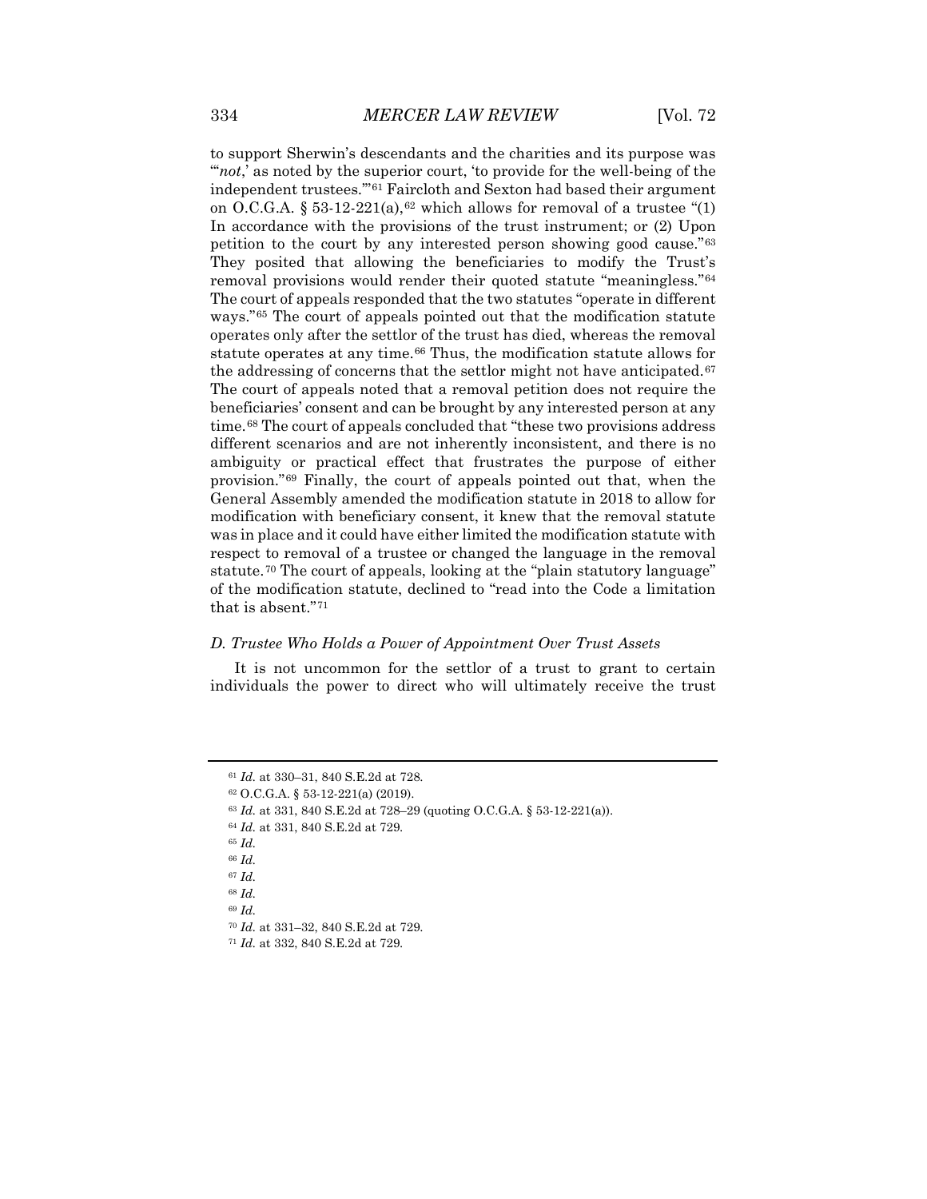to support Sherwin's descendants and the charities and its purpose was "'*not*,' as noted by the superior court, 'to provide for the well-being of the independent trustees.'"[61] Faircloth and Sexton had based their argument on O.C.G.A. § 53-12-221(a),[62] which allows for removal of a trustee "(1) In accordance with the provisions of the trust instrument; or (2) Upon petition to the court by any interested person showing good cause."[63] They posited that allowing the beneficiaries to modify the Trust's removal provisions would render their quoted statute "meaningless."[64] The court of appeals responded that the two statutes "operate in different ways."[65] The court of appeals pointed out that the modification statute operates only after the settlor of the trust has died, whereas the removal statute operates at any time.[66] Thus, the modification statute allows for the addressing of concerns that the settlor might not have anticipated.[67] The court of appeals noted that a removal petition does not require the beneficiaries' consent and can be brought by any interested person at any time.[68] The court of appeals concluded that "these two provisions address different scenarios and are not inherently inconsistent, and there is no ambiguity or practical effect that frustrates the purpose of either provision."[69] Finally, the court of appeals pointed out that, when the General Assembly amended the modification statute in 2018 to allow for modification with beneficiary consent, it knew that the removal statute was in place and it could have either limited the modification statute with respect to removal of a trustee or changed the language in the removal statute.[70] The court of appeals, looking at the "plain statutory language" of the modification statute, declined to "read into the Code a limitation that is absent."[71]

### *D. Trustee Who Holds a Power of Appointment Over Trust Assets*

It is not uncommon for the settlor of a trust to grant to certain individuals the power to direct who will ultimately receive the trust

---

[61] *Id.* at 330–31, 840 S.E.2d at 728.

[62] O.C.G.A. § 53-12-221(a) (2019).

[63] *Id.* at 331, 840 S.E.2d at 728–29 (quoting O.C.G.A. § 53-12-221(a)).

[64] *Id.* at 331, 840 S.E.2d at 729.

[65] *Id.*

[66] *Id.*

[67] *Id.*

[68] *Id.*

[69] *Id.*

[70] *Id.* at 331–32, 840 S.E.2d at 729.

[71] *Id.* at 332, 840 S.E.2d at 729.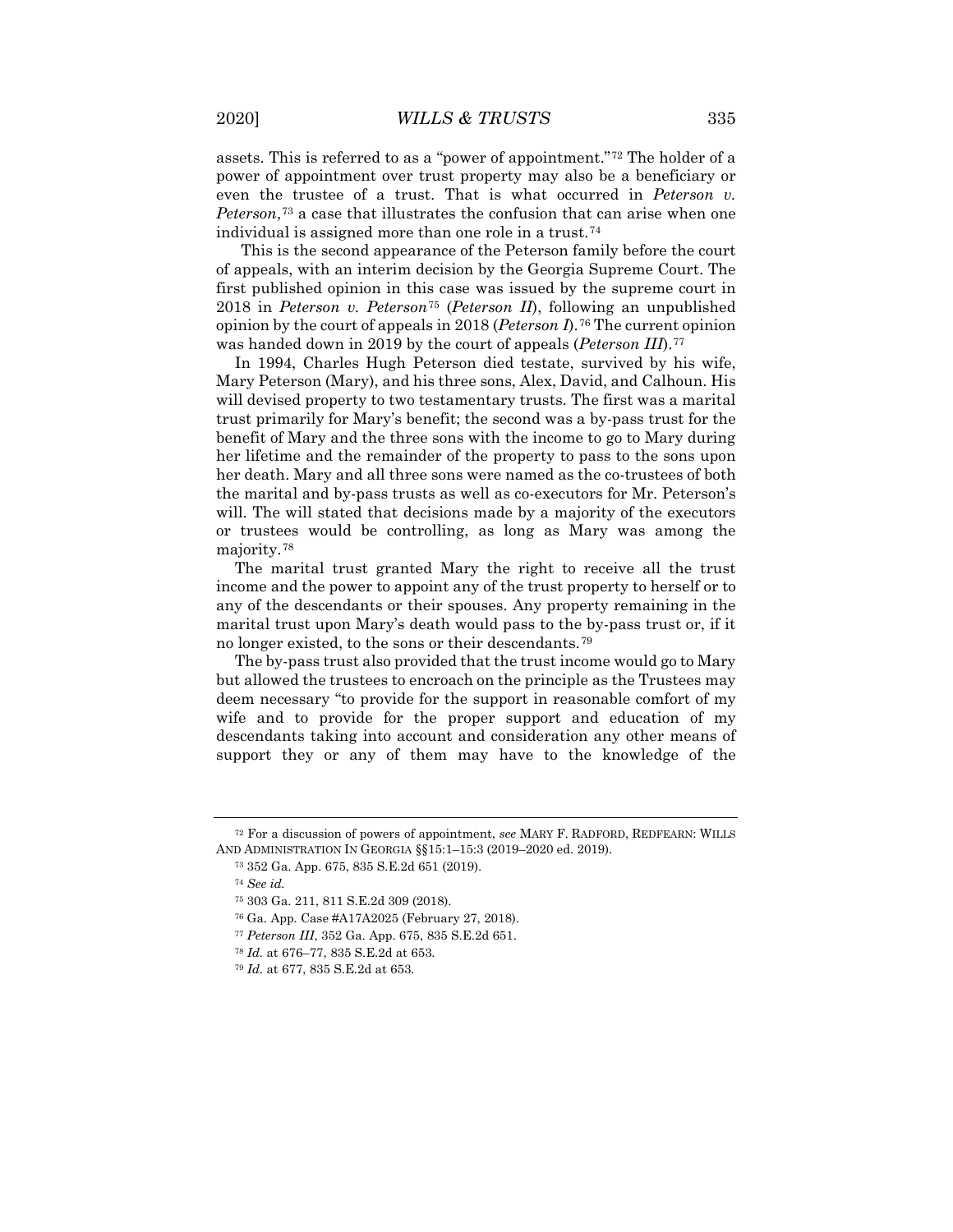assets. This is referred to as a "power of appointment."[72] The holder of a power of appointment over trust property may also be a beneficiary or even the trustee of a trust. That is what occurred in *Peterson v. Peterson*,[73] a case that illustrates the confusion that can arise when one individual is assigned more than one role in a trust.[74]

This is the second appearance of the Peterson family before the court of appeals, with an interim decision by the Georgia Supreme Court. The first published opinion in this case was issued by the supreme court in 2018 in *Peterson v. Peterson*[75] (*Peterson II*), following an unpublished opinion by the court of appeals in 2018 (*Peterson I*).[76] The current opinion was handed down in 2019 by the court of appeals (*Peterson III*).[77]

In 1994, Charles Hugh Peterson died testate, survived by his wife, Mary Peterson (Mary), and his three sons, Alex, David, and Calhoun. His will devised property to two testamentary trusts. The first was a marital trust primarily for Mary's benefit; the second was a by-pass trust for the benefit of Mary and the three sons with the income to go to Mary during her lifetime and the remainder of the property to pass to the sons upon her death. Mary and all three sons were named as the co-trustees of both the marital and by-pass trusts as well as co-executors for Mr. Peterson's will. The will stated that decisions made by a majority of the executors or trustees would be controlling, as long as Mary was among the majority.[78]

The marital trust granted Mary the right to receive all the trust income and the power to appoint any of the trust property to herself or to any of the descendants or their spouses. Any property remaining in the marital trust upon Mary's death would pass to the by-pass trust or, if it no longer existed, to the sons or their descendants.[79]

The by-pass trust also provided that the trust income would go to Mary but allowed the trustees to encroach on the principle as the Trustees may deem necessary "to provide for the support in reasonable comfort of my wife and to provide for the proper support and education of my descendants taking into account and consideration any other means of support they or any of them may have to the knowledge of the

---

[72] For a discussion of powers of appointment, *see* MARY F. RADFORD, REDFEARN: WILLS AND ADMINISTRATION IN GEORGIA §§15:1–15:3 (2019–2020 ed. 2019).

[73] 352 Ga. App. 675, 835 S.E.2d 651 (2019).

[74] *See id.*

[75] 303 Ga. 211, 811 S.E.2d 309 (2018).

[76] Ga. App. Case #A17A2025 (February 27, 2018).

[77] *Peterson III*, 352 Ga. App. 675, 835 S.E.2d 651.

[78] *Id.* at 676–77, 835 S.E.2d at 653.

[79] *Id.* at 677, 835 S.E.2d at 653.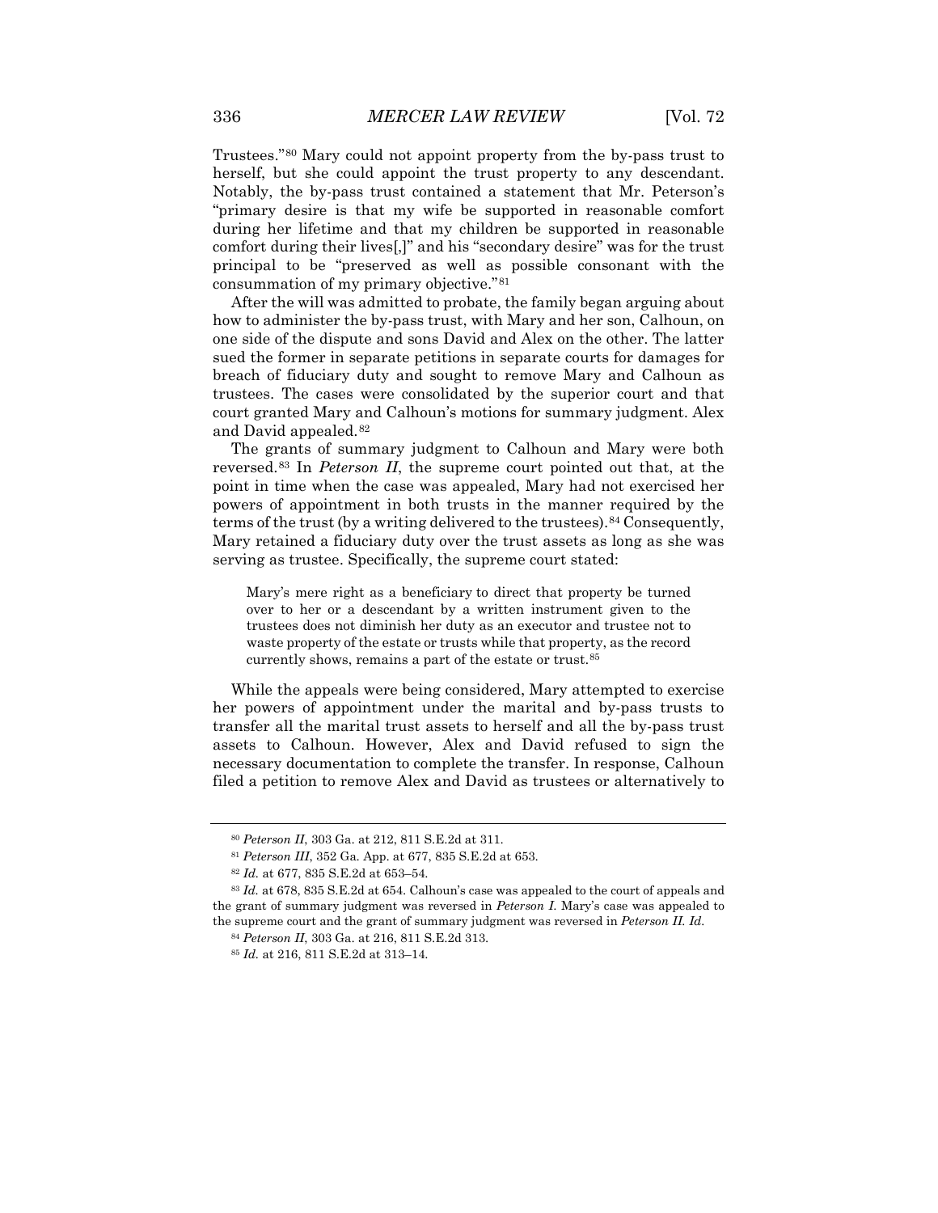Trustees."[80] Mary could not appoint property from the by-pass trust to herself, but she could appoint the trust property to any descendant. Notably, the by-pass trust contained a statement that Mr. Peterson's "primary desire is that my wife be supported in reasonable comfort during her lifetime and that my children be supported in reasonable comfort during their lives[,]" and his "secondary desire" was for the trust principal to be "preserved as well as possible consonant with the consummation of my primary objective."[81]

After the will was admitted to probate, the family began arguing about how to administer the by-pass trust, with Mary and her son, Calhoun, on one side of the dispute and sons David and Alex on the other. The latter sued the former in separate petitions in separate courts for damages for breach of fiduciary duty and sought to remove Mary and Calhoun as trustees. The cases were consolidated by the superior court and that court granted Mary and Calhoun's motions for summary judgment. Alex and David appealed.[82]

The grants of summary judgment to Calhoun and Mary were both reversed.[83] In *Peterson II*, the supreme court pointed out that, at the point in time when the case was appealed, Mary had not exercised her powers of appointment in both trusts in the manner required by the terms of the trust (by a writing delivered to the trustees).[84] Consequently, Mary retained a fiduciary duty over the trust assets as long as she was serving as trustee. Specifically, the supreme court stated:

> Mary's mere right as a beneficiary to direct that property be turned over to her or a descendant by a written instrument given to the trustees does not diminish her duty as an executor and trustee not to waste property of the estate or trusts while that property, as the record currently shows, remains a part of the estate or trust.[85]

While the appeals were being considered, Mary attempted to exercise her powers of appointment under the marital and by-pass trusts to transfer all the marital trust assets to herself and all the by-pass trust assets to Calhoun. However, Alex and David refused to sign the necessary documentation to complete the transfer. In response, Calhoun filed a petition to remove Alex and David as trustees or alternatively to

---

[80] *Peterson II*, 303 Ga. at 212, 811 S.E.2d at 311.

[81] *Peterson III*, 352 Ga. App. at 677, 835 S.E.2d at 653.

[82] *Id.* at 677, 835 S.E.2d at 653–54.

[83] *Id.* at 678, 835 S.E.2d at 654. Calhoun's case was appealed to the court of appeals and the grant of summary judgment was reversed in *Peterson I*. Mary's case was appealed to the supreme court and the grant of summary judgment was reversed in *Peterson II*. *Id.*

[84] *Peterson II*, 303 Ga. at 216, 811 S.E.2d 313.

[85] *Id.* at 216, 811 S.E.2d at 313–14.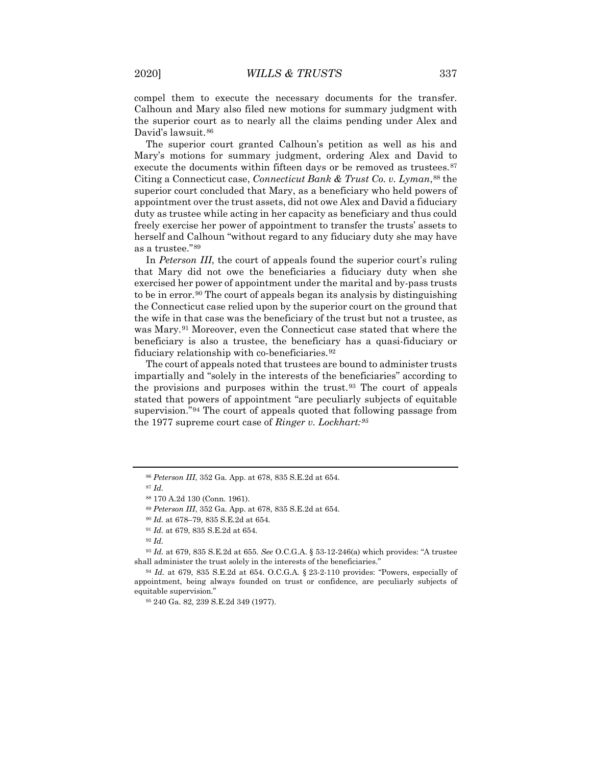compel them to execute the necessary documents for the transfer. Calhoun and Mary also filed new motions for summary judgment with the superior court as to nearly all the claims pending under Alex and David's lawsuit.[86]

The superior court granted Calhoun's petition as well as his and Mary's motions for summary judgment, ordering Alex and David to execute the documents within fifteen days or be removed as trustees.[87] Citing a Connecticut case, *Connecticut Bank & Trust Co. v. Lyman*,[88] the superior court concluded that Mary, as a beneficiary who held powers of appointment over the trust assets, did not owe Alex and David a fiduciary duty as trustee while acting in her capacity as beneficiary and thus could freely exercise her power of appointment to transfer the trusts' assets to herself and Calhoun "without regard to any fiduciary duty she may have as a trustee."[89]

In *Peterson III*, the court of appeals found the superior court's ruling that Mary did not owe the beneficiaries a fiduciary duty when she exercised her power of appointment under the marital and by-pass trusts to be in error.[90] The court of appeals began its analysis by distinguishing the Connecticut case relied upon by the superior court on the ground that the wife in that case was the beneficiary of the trust but not a trustee, as was Mary.[91] Moreover, even the Connecticut case stated that where the beneficiary is also a trustee, the beneficiary has a quasi-fiduciary or fiduciary relationship with co-beneficiaries.[92]

The court of appeals noted that trustees are bound to administer trusts impartially and "solely in the interests of the beneficiaries" according to the provisions and purposes within the trust.[93] The court of appeals stated that powers of appointment "are peculiarly subjects of equitable supervision."[94] The court of appeals quoted that following passage from the 1977 supreme court case of *Ringer v. Lockhart:*[95]

---

[86] *Peterson III*, 352 Ga. App. at 678, 835 S.E.2d at 654.

[87] *Id.*

[88] 170 A.2d 130 (Conn. 1961).

[89] *Peterson III*, 352 Ga. App. at 678, 835 S.E.2d at 654.

[90] *Id.* at 678–79, 835 S.E.2d at 654.

[91] *Id.* at 679, 835 S.E.2d at 654.

[92] *Id.*

[93] *Id.* at 679, 835 S.E.2d at 655. *See* O.C.G.A. § 53-12-246(a) which provides: "A trustee shall administer the trust solely in the interests of the beneficiaries."

[94] *Id.* at 679, 835 S.E.2d at 654. O.C.G.A. § 23-2-110 provides: "Powers, especially of appointment, being always founded on trust or confidence, are peculiarly subjects of equitable supervision."

[95] 240 Ga. 82, 239 S.E.2d 349 (1977).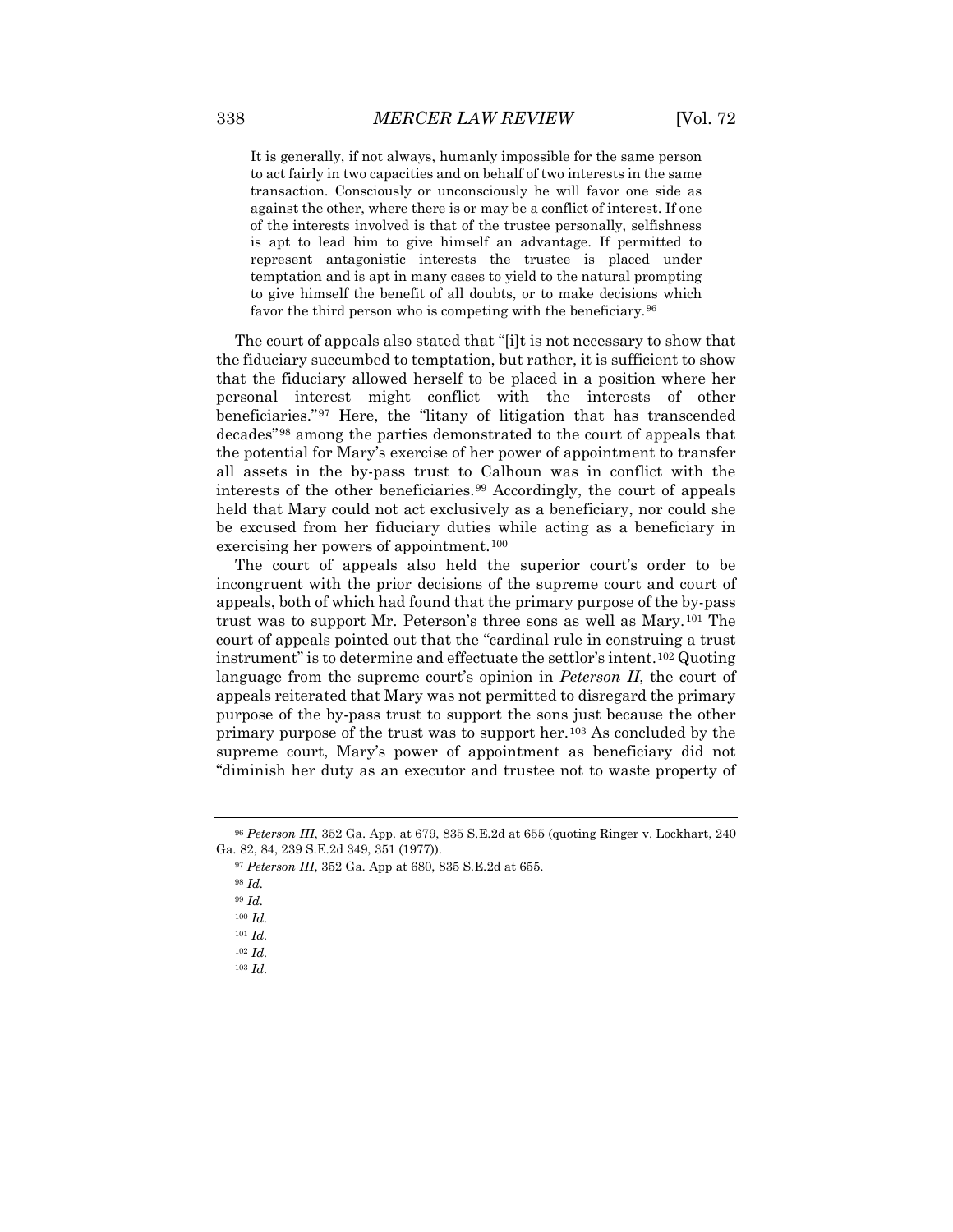> It is generally, if not always, humanly impossible for the same person to act fairly in two capacities and on behalf of two interests in the same transaction. Consciously or unconsciously he will favor one side as against the other, where there is or may be a conflict of interest. If one of the interests involved is that of the trustee personally, selfishness is apt to lead him to give himself an advantage. If permitted to represent antagonistic interests the trustee is placed under temptation and is apt in many cases to yield to the natural prompting to give himself the benefit of all doubts, or to make decisions which favor the third person who is competing with the beneficiary.[96]

The court of appeals also stated that "[i]t is not necessary to show that the fiduciary succumbed to temptation, but rather, it is sufficient to show that the fiduciary allowed herself to be placed in a position where her personal interest might conflict with the interests of other beneficiaries."[97] Here, the "litany of litigation that has transcended decades"[98] among the parties demonstrated to the court of appeals that the potential for Mary's exercise of her power of appointment to transfer all assets in the by-pass trust to Calhoun was in conflict with the interests of the other beneficiaries.[99] Accordingly, the court of appeals held that Mary could not act exclusively as a beneficiary, nor could she be excused from her fiduciary duties while acting as a beneficiary in exercising her powers of appointment.[100]

The court of appeals also held the superior court's order to be incongruent with the prior decisions of the supreme court and court of appeals, both of which had found that the primary purpose of the by-pass trust was to support Mr. Peterson's three sons as well as Mary.[101] The court of appeals pointed out that the "cardinal rule in construing a trust instrument" is to determine and effectuate the settlor's intent.[102] Quoting language from the supreme court's opinion in *Peterson II*, the court of appeals reiterated that Mary was not permitted to disregard the primary purpose of the by-pass trust to support the sons just because the other primary purpose of the trust was to support her.[103] As concluded by the supreme court, Mary's power of appointment as beneficiary did not "diminish her duty as an executor and trustee not to waste property of

---

[96] *Peterson III*, 352 Ga. App. at 679, 835 S.E.2d at 655 (quoting Ringer v. Lockhart, 240 Ga. 82, 84, 239 S.E.2d 349, 351 (1977)).

[97] *Peterson III*, 352 Ga. App at 680, 835 S.E.2d at 655.

[98] *Id.*

[99] *Id.*

[100] *Id.*

[101] *Id.*

[102] *Id.*

[103] *Id.*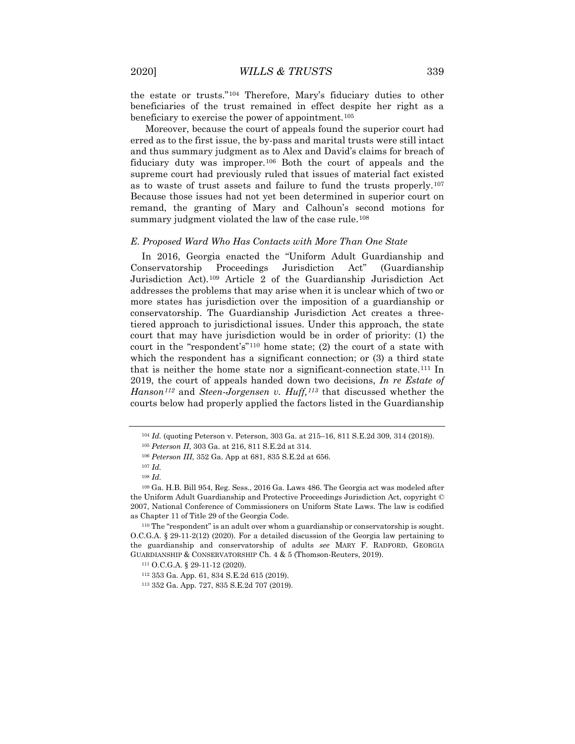the estate or trusts."[104] Therefore, Mary's fiduciary duties to other beneficiaries of the trust remained in effect despite her right as a beneficiary to exercise the power of appointment.[105]

Moreover, because the court of appeals found the superior court had erred as to the first issue, the by-pass and marital trusts were still intact and thus summary judgment as to Alex and David's claims for breach of fiduciary duty was improper.[106] Both the court of appeals and the supreme court had previously ruled that issues of material fact existed as to waste of trust assets and failure to fund the trusts properly.[107] Because those issues had not yet been determined in superior court on remand, the granting of Mary and Calhoun's second motions for summary judgment violated the law of the case rule.[108]

### *E. Proposed Ward Who Has Contacts with More Than One State*

In 2016, Georgia enacted the "Uniform Adult Guardianship and Conservatorship Proceedings Jurisdiction Act" (Guardianship Jurisdiction Act).[109] Article 2 of the Guardianship Jurisdiction Act addresses the problems that may arise when it is unclear which of two or more states has jurisdiction over the imposition of a guardianship or conservatorship. The Guardianship Jurisdiction Act creates a three-tiered approach to jurisdictional issues. Under this approach, the state court that may have jurisdiction would be in order of priority: (1) the court in the "respondent's"[110] home state; (2) the court of a state with which the respondent has a significant connection; or (3) a third state that is neither the home state nor a significant-connection state.[111] In 2019, the court of appeals handed down two decisions, *In re Estate of Hanson*[112] and *Steen-Jorgensen v. Huff,*[113] that discussed whether the courts below had properly applied the factors listed in the Guardianship

---

[104] *Id.* (quoting Peterson v. Peterson, 303 Ga. at 215–16, 811 S.E.2d 309, 314 (2018)).

[105] *Peterson II*, 303 Ga. at 216, 811 S.E.2d at 314.

[106] *Peterson III*, 352 Ga. App at 681, 835 S.E.2d at 656.

[107] *Id.*

[108] *Id.*

[109] Ga. H.B. Bill 954, Reg. Sess., 2016 Ga. Laws 486. The Georgia act was modeled after the Uniform Adult Guardianship and Protective Proceedings Jurisdiction Act, copyright © 2007, National Conference of Commissioners on Uniform State Laws. The law is codified as Chapter 11 of Title 29 of the Georgia Code.

[110] The "respondent" is an adult over whom a guardianship or conservatorship is sought. O.C.G.A. § 29-11-2(12) (2020). For a detailed discussion of the Georgia law pertaining to the guardianship and conservatorship of adults *see* MARY F. RADFORD, GEORGIA GUARDIANSHIP & CONSERVATORSHIP Ch. 4 & 5 (Thomson-Reuters, 2019).

[111] O.C.G.A. § 29-11-12 (2020).

[112] 353 Ga. App. 61, 834 S.E.2d 615 (2019).

[113] 352 Ga. App. 727, 835 S.E.2d 707 (2019).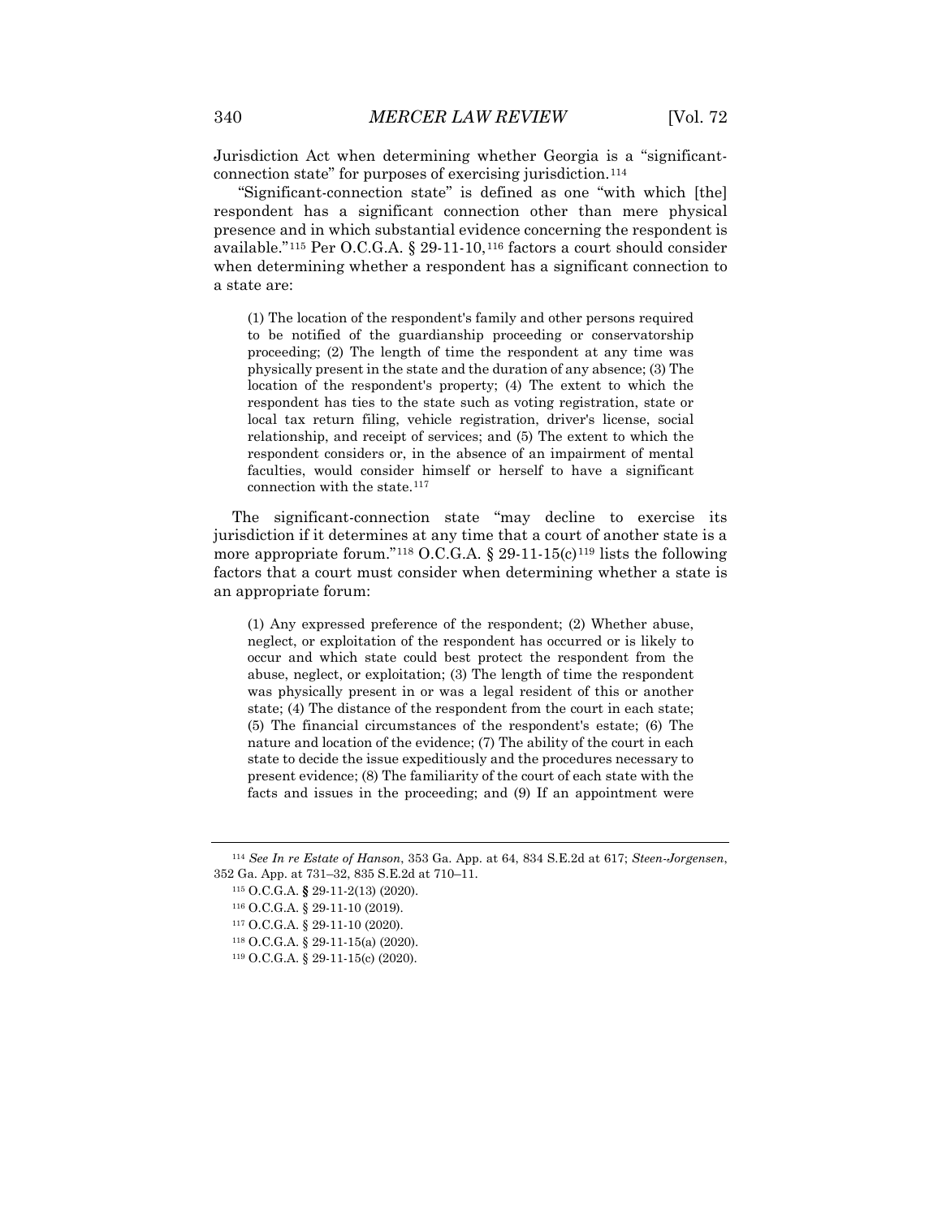Jurisdiction Act when determining whether Georgia is a "significant-connection state" for purposes of exercising jurisdiction.[114]

"Significant-connection state" is defined as one "with which [the] respondent has a significant connection other than mere physical presence and in which substantial evidence concerning the respondent is available."[115] Per O.C.G.A. § 29-11-10,[116] factors a court should consider when determining whether a respondent has a significant connection to a state are:

> (1) The location of the respondent's family and other persons required to be notified of the guardianship proceeding or conservatorship proceeding; (2) The length of time the respondent at any time was physically present in the state and the duration of any absence; (3) The location of the respondent's property; (4) The extent to which the respondent has ties to the state such as voting registration, state or local tax return filing, vehicle registration, driver's license, social relationship, and receipt of services; and (5) The extent to which the respondent considers or, in the absence of an impairment of mental faculties, would consider himself or herself to have a significant connection with the state.[117]

The significant-connection state "may decline to exercise its jurisdiction if it determines at any time that a court of another state is a more appropriate forum."[118] O.C.G.A. § 29-11-15(c)[119] lists the following factors that a court must consider when determining whether a state is an appropriate forum:

> (1) Any expressed preference of the respondent; (2) Whether abuse, neglect, or exploitation of the respondent has occurred or is likely to occur and which state could best protect the respondent from the abuse, neglect, or exploitation; (3) The length of time the respondent was physically present in or was a legal resident of this or another state; (4) The distance of the respondent from the court in each state; (5) The financial circumstances of the respondent's estate; (6) The nature and location of the evidence; (7) The ability of the court in each state to decide the issue expeditiously and the procedures necessary to present evidence; (8) The familiarity of the court of each state with the facts and issues in the proceeding; and (9) If an appointment were

---

[114] *See In re Estate of Hanson*, 353 Ga. App. at 64, 834 S.E.2d at 617; *Steen-Jorgensen*, 352 Ga. App. at 731–32, 835 S.E.2d at 710–11.

[115] O.C.G.A. **§** 29-11-2(13) (2020).

[116] O.C.G.A. § 29-11-10 (2019).

[117] O.C.G.A. § 29-11-10 (2020).

[118] O.C.G.A. § 29-11-15(a) (2020).

[119] O.C.G.A. § 29-11-15(c) (2020).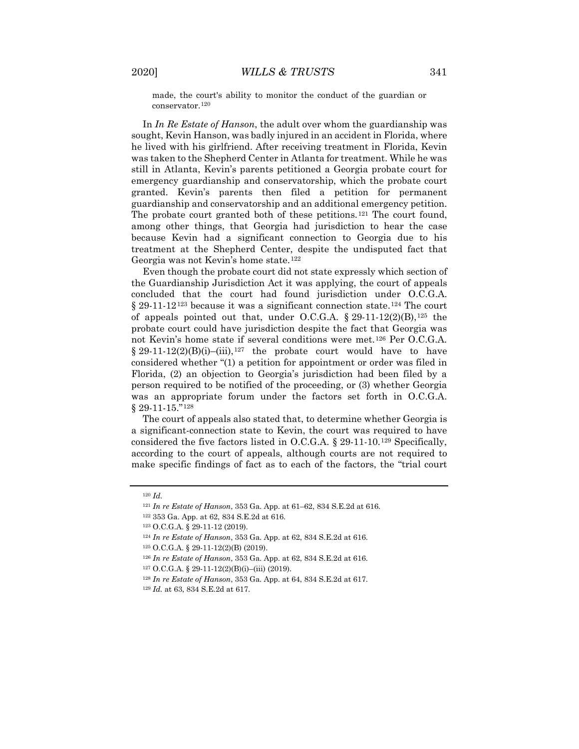made, the court's ability to monitor the conduct of the guardian or conservator.[120]

In *In Re Estate of Hanson*, the adult over whom the guardianship was sought, Kevin Hanson, was badly injured in an accident in Florida, where he lived with his girlfriend. After receiving treatment in Florida, Kevin was taken to the Shepherd Center in Atlanta for treatment. While he was still in Atlanta, Kevin's parents petitioned a Georgia probate court for emergency guardianship and conservatorship, which the probate court granted. Kevin's parents then filed a petition for permanent guardianship and conservatorship and an additional emergency petition. The probate court granted both of these petitions.[121] The court found, among other things, that Georgia had jurisdiction to hear the case because Kevin had a significant connection to Georgia due to his treatment at the Shepherd Center, despite the undisputed fact that Georgia was not Kevin's home state.[122]

Even though the probate court did not state expressly which section of the Guardianship Jurisdiction Act it was applying, the court of appeals concluded that the court had found jurisdiction under O.C.G.A. § 29-11-12[123] because it was a significant connection state.[124] The court of appeals pointed out that, under O.C.G.A. § 29-11-12(2)(B),[125] the probate court could have jurisdiction despite the fact that Georgia was not Kevin's home state if several conditions were met.[126] Per O.C.G.A. § 29-11-12(2)(B)(i)–(iii),[127] the probate court would have to have considered whether "(1) a petition for appointment or order was filed in Florida, (2) an objection to Georgia's jurisdiction had been filed by a person required to be notified of the proceeding, or (3) whether Georgia was an appropriate forum under the factors set forth in O.C.G.A. § 29-11-15."[128]

The court of appeals also stated that, to determine whether Georgia is a significant-connection state to Kevin, the court was required to have considered the five factors listed in O.C.G.A. § 29-11-10.[129] Specifically, according to the court of appeals, although courts are not required to make specific findings of fact as to each of the factors, the "trial court

---

[120] *Id.*

[121] *In re Estate of Hanson*, 353 Ga. App. at 61–62, 834 S.E.2d at 616.

[122] 353 Ga. App. at 62, 834 S.E.2d at 616.

[123] O.C.G.A. § 29-11-12 (2019).

[124] *In re Estate of Hanson*, 353 Ga. App. at 62, 834 S.E.2d at 616.

[125] O.C.G.A. § 29-11-12(2)(B) (2019).

[126] *In re Estate of Hanson*, 353 Ga. App. at 62, 834 S.E.2d at 616.

[127] O.C.G.A. § 29-11-12(2)(B)(i)–(iii) (2019).

[128] *In re Estate of Hanson*, 353 Ga. App. at 64, 834 S.E.2d at 617.

[129] *Id.* at 63, 834 S.E.2d at 617.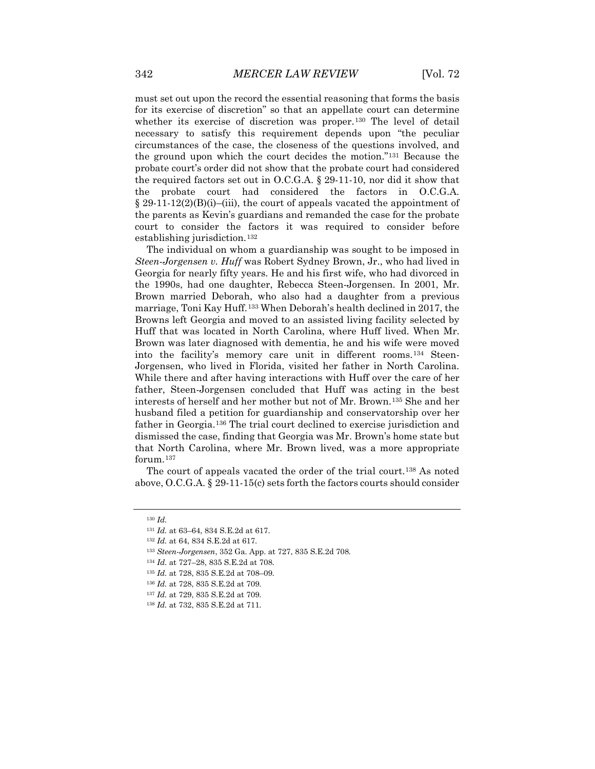must set out upon the record the essential reasoning that forms the basis for its exercise of discretion" so that an appellate court can determine whether its exercise of discretion was proper.[130] The level of detail necessary to satisfy this requirement depends upon "the peculiar circumstances of the case, the closeness of the questions involved, and the ground upon which the court decides the motion."[131] Because the probate court's order did not show that the probate court had considered the required factors set out in O.C.G.A. § 29-11-10, nor did it show that the probate court had considered the factors in O.C.G.A. § 29-11-12(2)(B)(i)–(iii), the court of appeals vacated the appointment of the parents as Kevin's guardians and remanded the case for the probate court to consider the factors it was required to consider before establishing jurisdiction.[132]

The individual on whom a guardianship was sought to be imposed in *Steen-Jorgensen v. Huff* was Robert Sydney Brown, Jr., who had lived in Georgia for nearly fifty years. He and his first wife, who had divorced in the 1990s, had one daughter, Rebecca Steen-Jorgensen. In 2001, Mr. Brown married Deborah, who also had a daughter from a previous marriage, Toni Kay Huff.[133] When Deborah's health declined in 2017, the Browns left Georgia and moved to an assisted living facility selected by Huff that was located in North Carolina, where Huff lived. When Mr. Brown was later diagnosed with dementia, he and his wife were moved into the facility's memory care unit in different rooms.[134] Steen-Jorgensen, who lived in Florida, visited her father in North Carolina. While there and after having interactions with Huff over the care of her father, Steen-Jorgensen concluded that Huff was acting in the best interests of herself and her mother but not of Mr. Brown.[135] She and her husband filed a petition for guardianship and conservatorship over her father in Georgia.[136] The trial court declined to exercise jurisdiction and dismissed the case, finding that Georgia was Mr. Brown's home state but that North Carolina, where Mr. Brown lived, was a more appropriate forum.[137]

The court of appeals vacated the order of the trial court.[138] As noted above, O.C.G.A. § 29-11-15(c) sets forth the factors courts should consider

---

[130] *Id.*

[131] *Id.* at 63–64, 834 S.E.2d at 617.

[132] *Id.* at 64, 834 S.E.2d at 617.

[133] *Steen-Jorgensen*, 352 Ga. App. at 727, 835 S.E.2d 708.

[134] *Id.* at 727–28, 835 S.E.2d at 708.

[135] *Id.* at 728, 835 S.E.2d at 708–09.

[136] *Id.* at 728, 835 S.E.2d at 709.

[137] *Id.* at 729, 835 S.E.2d at 709.

[138] *Id.* at 732, 835 S.E.2d at 711.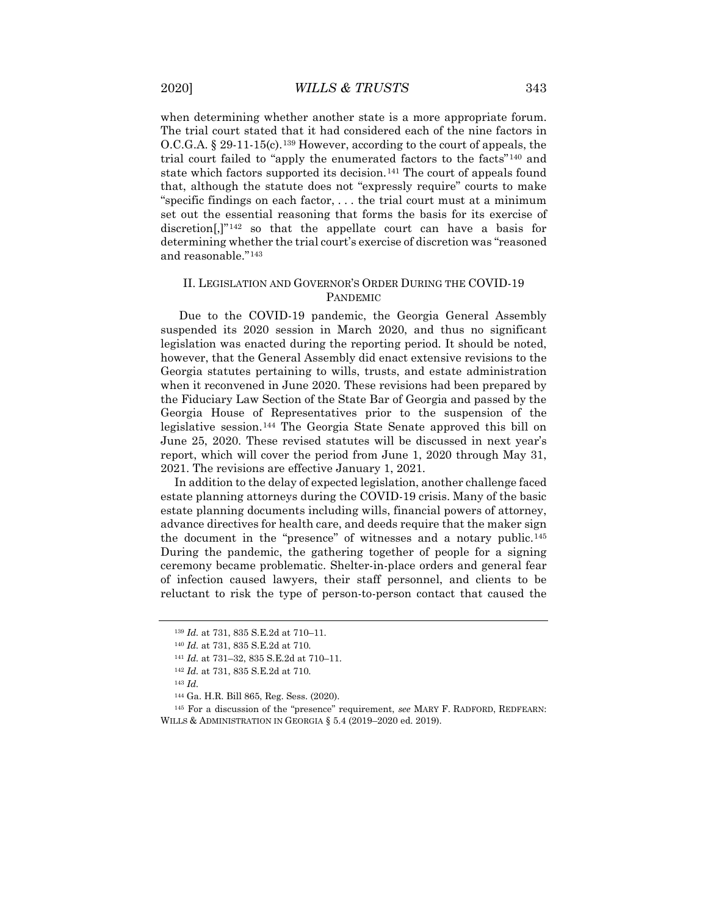when determining whether another state is a more appropriate forum. The trial court stated that it had considered each of the nine factors in O.C.G.A. § 29-11-15(c).[139] However, according to the court of appeals, the trial court failed to "apply the enumerated factors to the facts"[140] and state which factors supported its decision.[141] The court of appeals found that, although the statute does not "expressly require" courts to make "specific findings on each factor, . . . the trial court must at a minimum set out the essential reasoning that forms the basis for its exercise of discretion[,]"[142] so that the appellate court can have a basis for determining whether the trial court's exercise of discretion was "reasoned and reasonable."[143]

## II. Legislation and Governor's Order During the COVID-19 Pandemic

Due to the COVID-19 pandemic, the Georgia General Assembly suspended its 2020 session in March 2020, and thus no significant legislation was enacted during the reporting period. It should be noted, however, that the General Assembly did enact extensive revisions to the Georgia statutes pertaining to wills, trusts, and estate administration when it reconvened in June 2020. These revisions had been prepared by the Fiduciary Law Section of the State Bar of Georgia and passed by the Georgia House of Representatives prior to the suspension of the legislative session.[144] The Georgia State Senate approved this bill on June 25, 2020. These revised statutes will be discussed in next year's report, which will cover the period from June 1, 2020 through May 31, 2021. The revisions are effective January 1, 2021.

In addition to the delay of expected legislation, another challenge faced estate planning attorneys during the COVID-19 crisis. Many of the basic estate planning documents including wills, financial powers of attorney, advance directives for health care, and deeds require that the maker sign the document in the "presence" of witnesses and a notary public.[145] During the pandemic, the gathering together of people for a signing ceremony became problematic. Shelter-in-place orders and general fear of infection caused lawyers, their staff personnel, and clients to be reluctant to risk the type of person-to-person contact that caused the

---

[139] *Id.* at 731, 835 S.E.2d at 710–11.

[140] *Id.* at 731, 835 S.E.2d at 710.

[141] *Id.* at 731–32, 835 S.E.2d at 710–11.

[142] *Id.* at 731, 835 S.E.2d at 710.

[143] *Id.*

[144] Ga. H.R. Bill 865, Reg. Sess. (2020).

[145] For a discussion of the "presence" requirement, *see* MARY F. RADFORD, REDFEARN: WILLS & ADMINISTRATION IN GEORGIA § 5.4 (2019–2020 ed. 2019).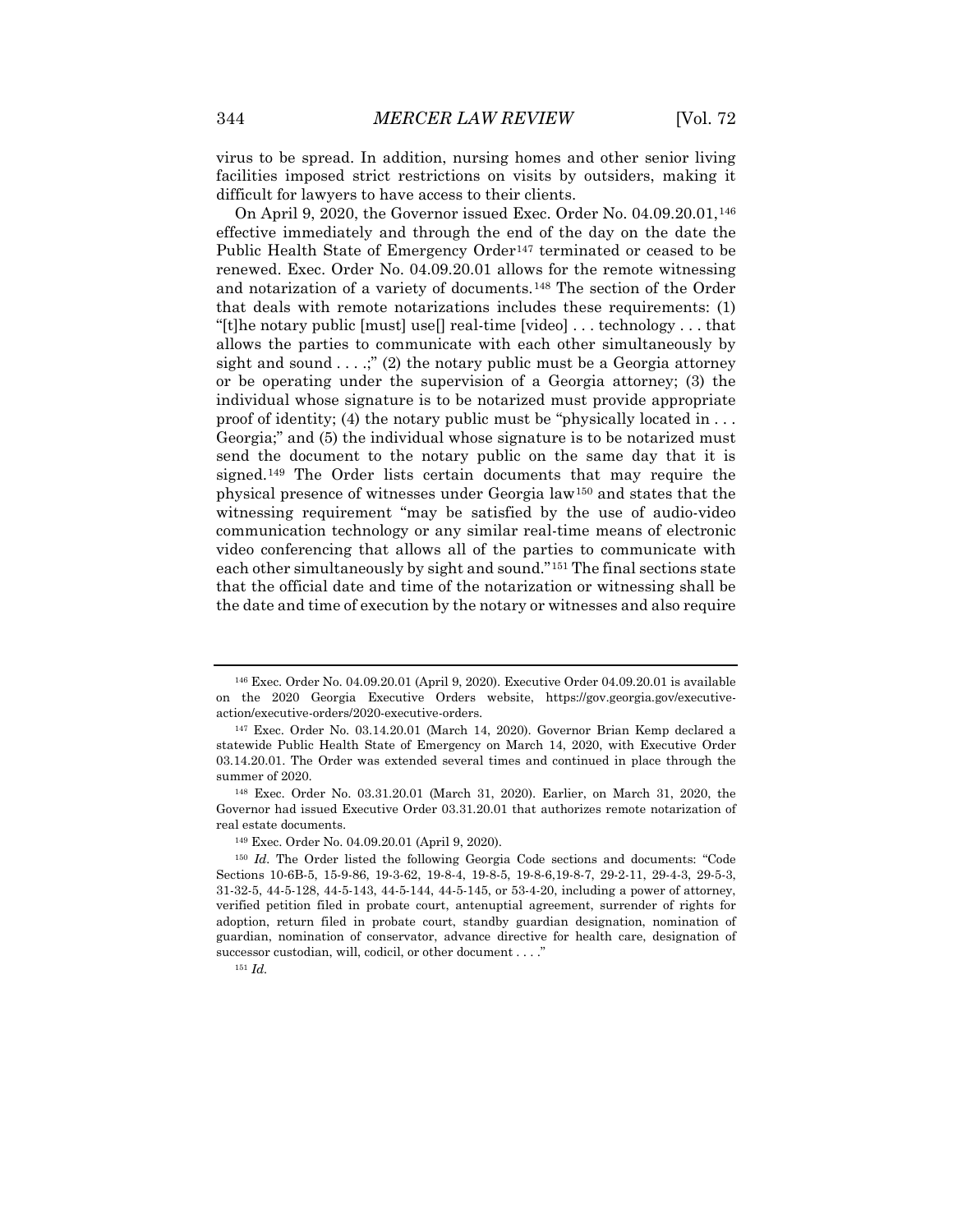virus to be spread. In addition, nursing homes and other senior living facilities imposed strict restrictions on visits by outsiders, making it difficult for lawyers to have access to their clients.

On April 9, 2020, the Governor issued Exec. Order No. 04.09.20.01,[146] effective immediately and through the end of the day on the date the Public Health State of Emergency Order[147] terminated or ceased to be renewed. Exec. Order No. 04.09.20.01 allows for the remote witnessing and notarization of a variety of documents.[148] The section of the Order that deals with remote notarizations includes these requirements: (1) "[t]he notary public [must] use[] real-time [video] . . . technology . . . that allows the parties to communicate with each other simultaneously by sight and sound . . . .;" (2) the notary public must be a Georgia attorney or be operating under the supervision of a Georgia attorney; (3) the individual whose signature is to be notarized must provide appropriate proof of identity; (4) the notary public must be "physically located in . . . Georgia;" and (5) the individual whose signature is to be notarized must send the document to the notary public on the same day that it is signed.[149] The Order lists certain documents that may require the physical presence of witnesses under Georgia law[150] and states that the witnessing requirement "may be satisfied by the use of audio-video communication technology or any similar real-time means of electronic video conferencing that allows all of the parties to communicate with each other simultaneously by sight and sound."[151] The final sections state that the official date and time of the notarization or witnessing shall be the date and time of execution by the notary or witnesses and also require

---

[146] Exec. Order No. 04.09.20.01 (April 9, 2020). Executive Order 04.09.20.01 is available on the 2020 Georgia Executive Orders website, https://gov.georgia.gov/executive-action/executive-orders/2020-executive-orders.

[147] Exec. Order No. 03.14.20.01 (March 14, 2020). Governor Brian Kemp declared a statewide Public Health State of Emergency on March 14, 2020, with Executive Order 03.14.20.01. The Order was extended several times and continued in place through the summer of 2020.

[148] Exec. Order No. 03.31.20.01 (March 31, 2020). Earlier, on March 31, 2020, the Governor had issued Executive Order 03.31.20.01 that authorizes remote notarization of real estate documents.

[149] Exec. Order No. 04.09.20.01 (April 9, 2020).

[150] *Id.* The Order listed the following Georgia Code sections and documents: "Code Sections 10-6B-5, 15-9-86, 19-3-62, 19-8-4, 19-8-5, 19-8-6,19-8-7, 29-2-11, 29-4-3, 29-5-3, 31-32-5, 44-5-128, 44-5-143, 44-5-144, 44-5-145, or 53-4-20, including a power of attorney, verified petition filed in probate court, antenuptial agreement, surrender of rights for adoption, return filed in probate court, standby guardian designation, nomination of guardian, nomination of conservator, advance directive for health care, designation of successor custodian, will, codicil, or other document . . . ."

[151] *Id.*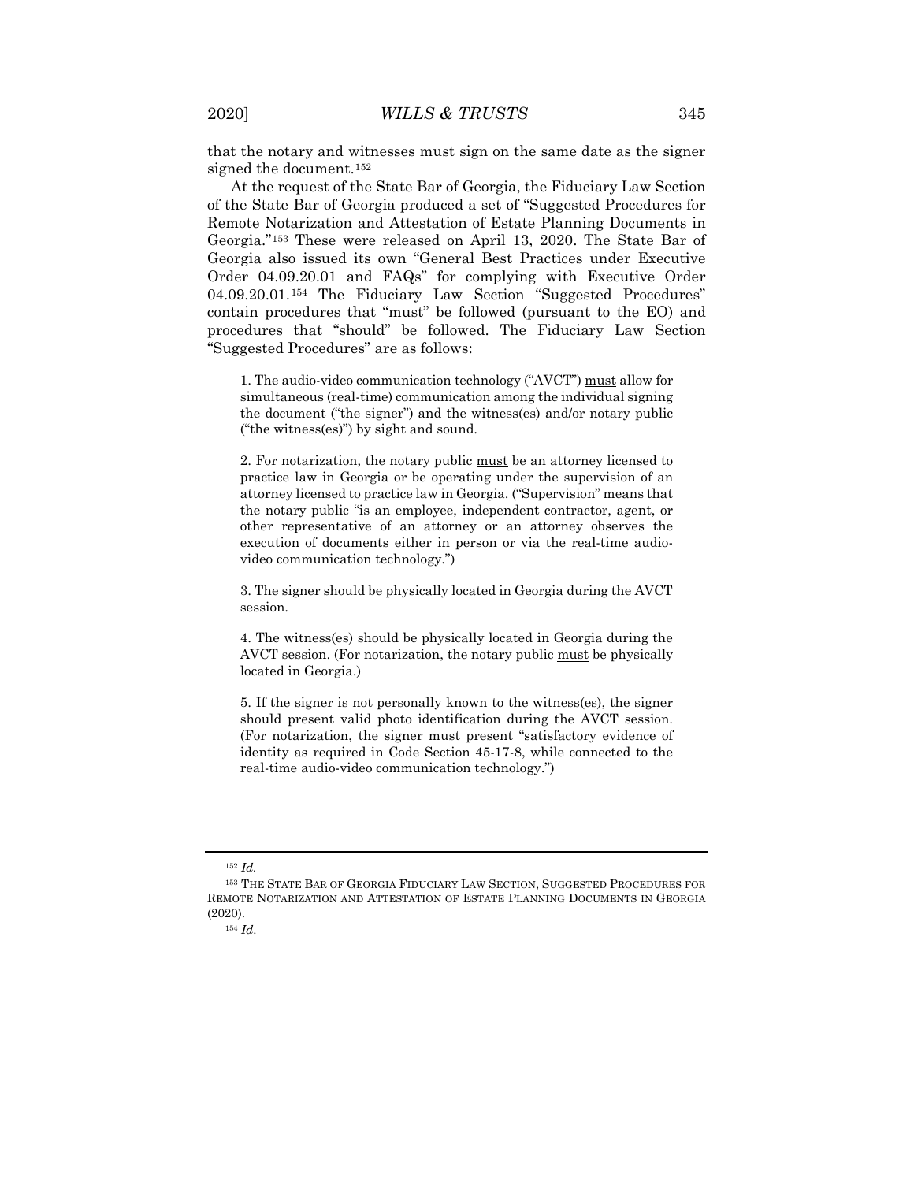that the notary and witnesses must sign on the same date as the signer signed the document.[152]

At the request of the State Bar of Georgia, the Fiduciary Law Section of the State Bar of Georgia produced a set of "Suggested Procedures for Remote Notarization and Attestation of Estate Planning Documents in Georgia."[153] These were released on April 13, 2020. The State Bar of Georgia also issued its own "General Best Practices under Executive Order 04.09.20.01 and FAQs" for complying with Executive Order 04.09.20.01.[154] The Fiduciary Law Section "Suggested Procedures" contain procedures that "must" be followed (pursuant to the EO) and procedures that "should" be followed. The Fiduciary Law Section "Suggested Procedures" are as follows:

> 1. The audio-video communication technology ("AVCT") must allow for simultaneous (real-time) communication among the individual signing the document ("the signer") and the witness(es) and/or notary public ("the witness(es)") by sight and sound.
>
> 2. For notarization, the notary public must be an attorney licensed to practice law in Georgia or be operating under the supervision of an attorney licensed to practice law in Georgia. ("Supervision" means that the notary public "is an employee, independent contractor, agent, or other representative of an attorney or an attorney observes the execution of documents either in person or via the real-time audio-video communication technology.")
>
> 3. The signer should be physically located in Georgia during the AVCT session.
>
> 4. The witness(es) should be physically located in Georgia during the AVCT session. (For notarization, the notary public must be physically located in Georgia.)
>
> 5. If the signer is not personally known to the witness(es), the signer should present valid photo identification during the AVCT session. (For notarization, the signer must present "satisfactory evidence of identity as required in Code Section 45-17-8, while connected to the real-time audio-video communication technology.")

---

[152] *Id.*

[153] THE STATE BAR OF GEORGIA FIDUCIARY LAW SECTION, SUGGESTED PROCEDURES FOR REMOTE NOTARIZATION AND ATTESTATION OF ESTATE PLANNING DOCUMENTS IN GEORGIA (2020).

[154] *Id.*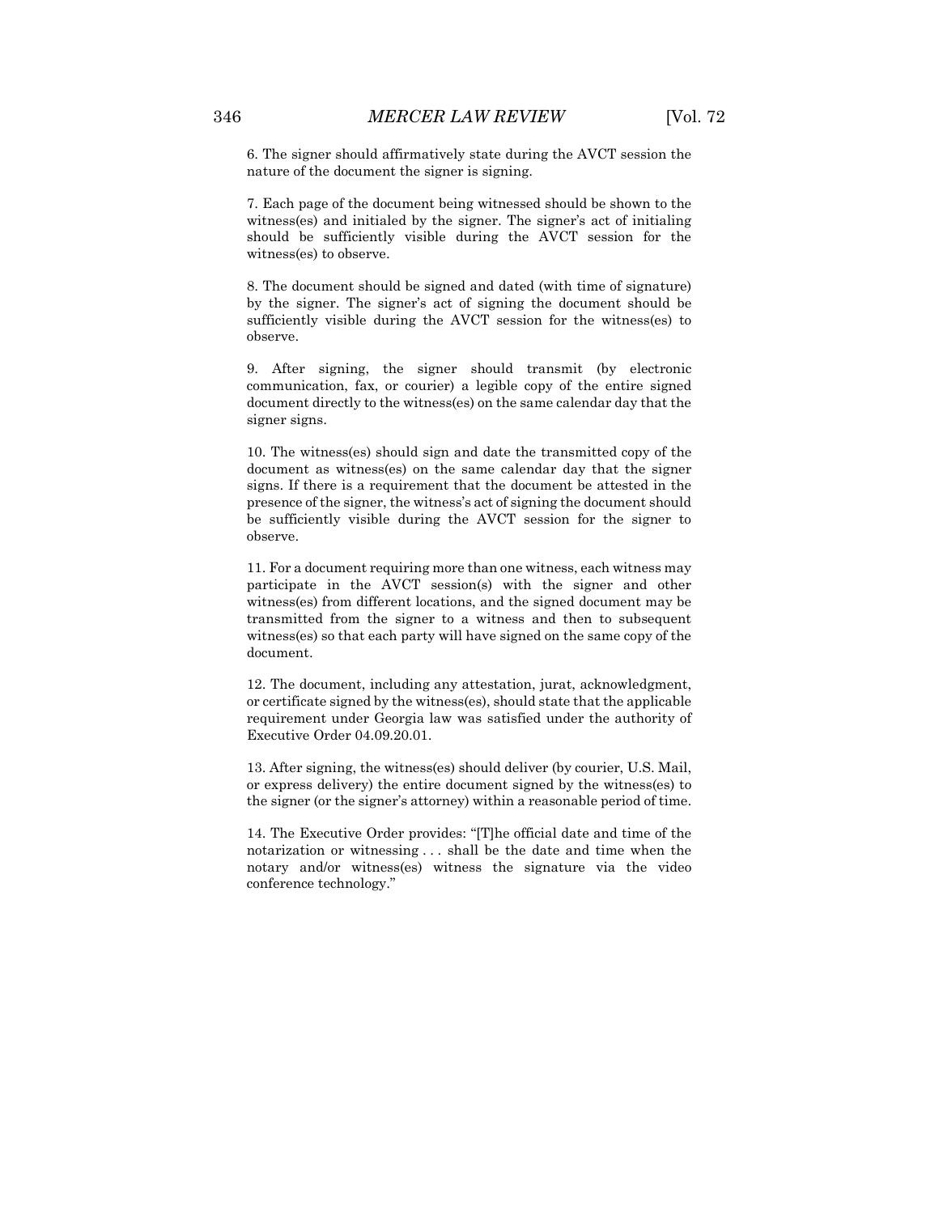6. The signer should affirmatively state during the AVCT session the nature of the document the signer is signing.

7. Each page of the document being witnessed should be shown to the witness(es) and initialed by the signer. The signer's act of initialing should be sufficiently visible during the AVCT session for the witness(es) to observe.

8. The document should be signed and dated (with time of signature) by the signer. The signer's act of signing the document should be sufficiently visible during the AVCT session for the witness(es) to observe.

9. After signing, the signer should transmit (by electronic communication, fax, or courier) a legible copy of the entire signed document directly to the witness(es) on the same calendar day that the signer signs.

10. The witness(es) should sign and date the transmitted copy of the document as witness(es) on the same calendar day that the signer signs. If there is a requirement that the document be attested in the presence of the signer, the witness's act of signing the document should be sufficiently visible during the AVCT session for the signer to observe.

11. For a document requiring more than one witness, each witness may participate in the AVCT session(s) with the signer and other witness(es) from different locations, and the signed document may be transmitted from the signer to a witness and then to subsequent witness(es) so that each party will have signed on the same copy of the document.

12. The document, including any attestation, jurat, acknowledgment, or certificate signed by the witness(es), should state that the applicable requirement under Georgia law was satisfied under the authority of Executive Order 04.09.20.01.

13. After signing, the witness(es) should deliver (by courier, U.S. Mail, or express delivery) the entire document signed by the witness(es) to the signer (or the signer's attorney) within a reasonable period of time.

14. The Executive Order provides: "[T]he official date and time of the notarization or witnessing . . . shall be the date and time when the notary and/or witness(es) witness the signature via the video conference technology."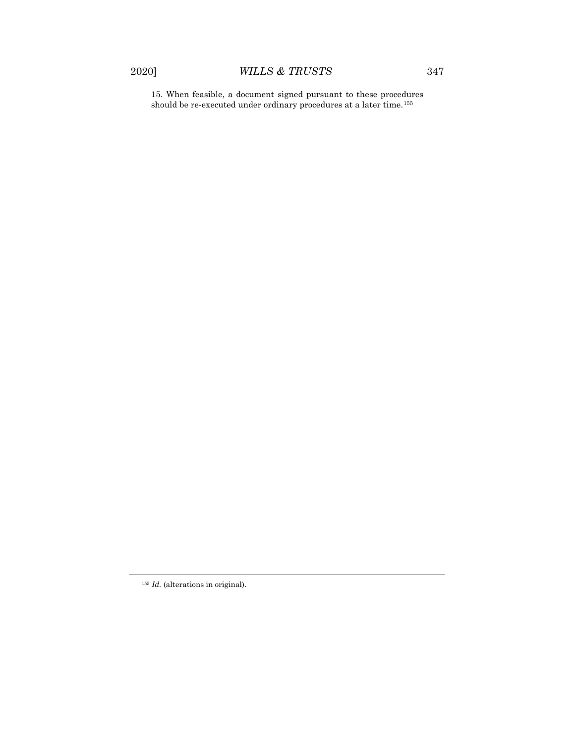15. When feasible, a document signed pursuant to these procedures should be re-executed under ordinary procedures at a later time.[155]

---

[155] *Id.* (alterations in original).